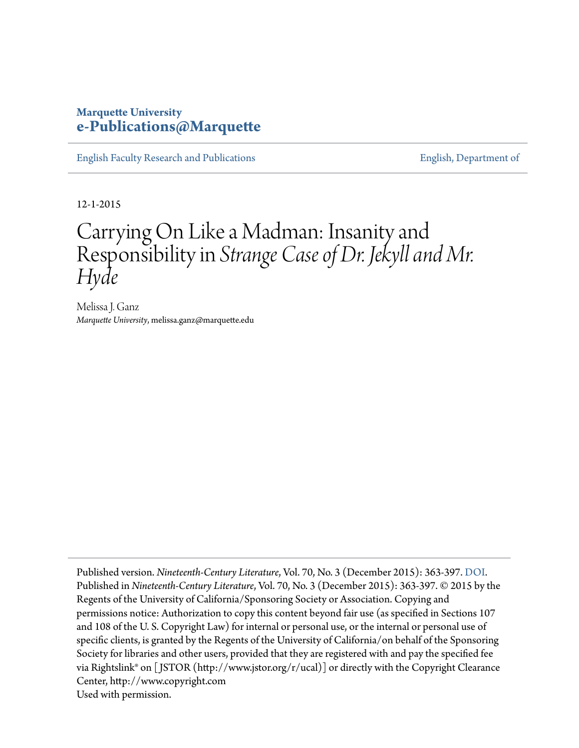Marquette University
**e-Publications@Marquette**

English Faculty Research and Publications | English, Department of

12-1-2015

# Carrying On Like a Madman: Insanity and Responsibility in *Strange Case of Dr. Jekyll and Mr. Hyde*

Melissa J. Ganz
*Marquette University*, melissa.ganz@marquette.edu

Published version. *Nineteenth-Century Literature*, Vol. 70, No. 3 (December 2015): 363-397. DOI. Published in *Nineteenth-Century Literature*, Vol. 70, No. 3 (December 2015): 363-397. © 2015 by the Regents of the University of California/Sponsoring Society or Association. Copying and permissions notice: Authorization to copy this content beyond fair use (as specified in Sections 107 and 108 of the U. S. Copyright Law) for internal or personal use, or the internal or personal use of specific clients, is granted by the Regents of the University of California/on behalf of the Sponsoring Society for libraries and other users, provided that they are registered with and pay the specified fee via Rightslink® on [JSTOR (http://www.jstor.org/r/ucal)] or directly with the Copyright Clearance Center, http://www.copyright.com
Used with permission.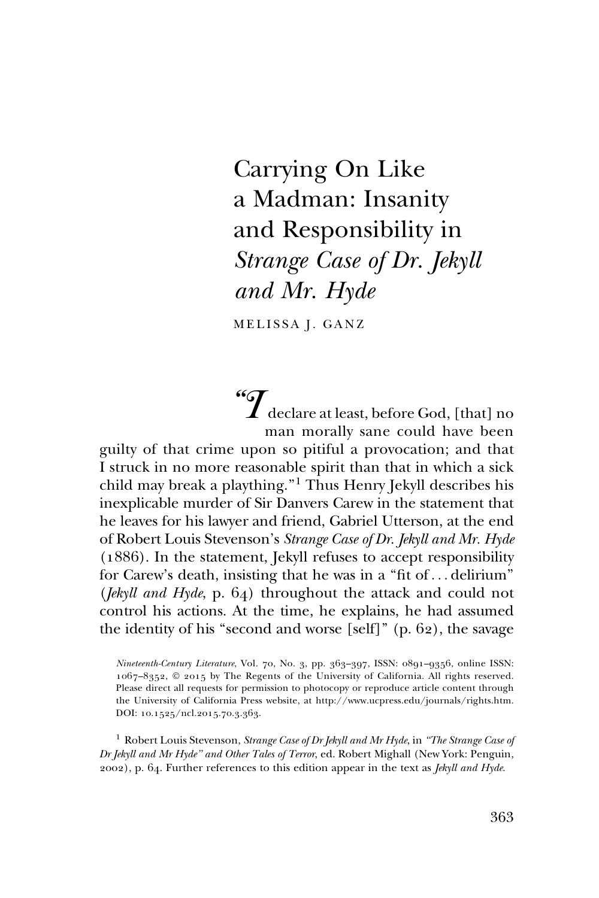# Carrying On Like a Madman: Insanity and Responsibility in *Strange Case of Dr. Jekyll and Mr. Hyde*

MELISSA J. GANZ

"I declare at least, before God, [that] no man morally sane could have been guilty of that crime upon so pitiful a provocation; and that I struck in no more reasonable spirit than that in which a sick child may break a plaything."[1] Thus Henry Jekyll describes his inexplicable murder of Sir Danvers Carew in the statement that he leaves for his lawyer and friend, Gabriel Utterson, at the end of Robert Louis Stevenson's *Strange Case of Dr. Jekyll and Mr. Hyde* (1886). In the statement, Jekyll refuses to accept responsibility for Carew's death, insisting that he was in a "fit of . . . delirium" (*Jekyll and Hyde*, p. 64) throughout the attack and could not control his actions. At the time, he explains, he had assumed the identity of his "second and worse [self]" (p. 62), the savage

*Nineteenth-Century Literature*, Vol. 70, No. 3, pp. 363–397, ISSN: 0891–9356, online ISSN: 1067–8352, © 2015 by The Regents of the University of California. All rights reserved. Please direct all requests for permission to photocopy or reproduce article content through the University of California Press website, at http://www.ucpress.edu/journals/rights.htm. DOI: 10.1525/ncl.2015.70.3.363.

[1] Robert Louis Stevenson, *Strange Case of Dr Jekyll and Mr Hyde*, in *"The Strange Case of Dr Jekyll and Mr Hyde" and Other Tales of Terror*, ed. Robert Mighall (New York: Penguin, 2002), p. 64. Further references to this edition appear in the text as *Jekyll and Hyde*.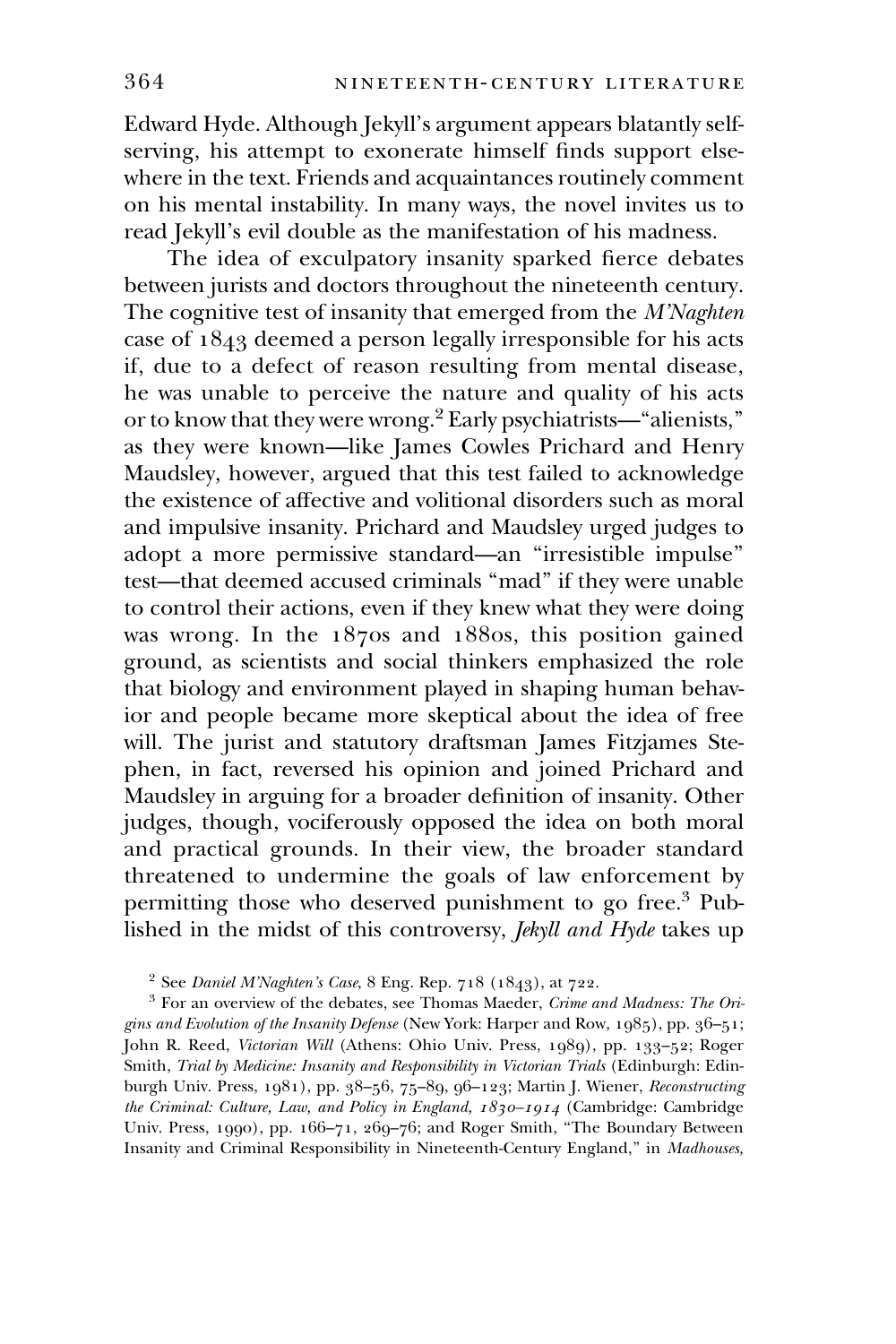Edward Hyde. Although Jekyll's argument appears blatantly self-serving, his attempt to exonerate himself finds support elsewhere in the text. Friends and acquaintances routinely comment on his mental instability. In many ways, the novel invites us to read Jekyll's evil double as the manifestation of his madness.

The idea of exculpatory insanity sparked fierce debates between jurists and doctors throughout the nineteenth century. The cognitive test of insanity that emerged from the *M'Naghten* case of 1843 deemed a person legally irresponsible for his acts if, due to a defect of reason resulting from mental disease, he was unable to perceive the nature and quality of his acts or to know that they were wrong.[2] Early psychiatrists—"alienists," as they were known—like James Cowles Prichard and Henry Maudsley, however, argued that this test failed to acknowledge the existence of affective and volitional disorders such as moral and impulsive insanity. Prichard and Maudsley urged judges to adopt a more permissive standard—an "irresistible impulse" test—that deemed accused criminals "mad" if they were unable to control their actions, even if they knew what they were doing was wrong. In the 1870s and 1880s, this position gained ground, as scientists and social thinkers emphasized the role that biology and environment played in shaping human behavior and people became more skeptical about the idea of free will. The jurist and statutory draftsman James Fitzjames Stephen, in fact, reversed his opinion and joined Prichard and Maudsley in arguing for a broader definition of insanity. Other judges, though, vociferously opposed the idea on both moral and practical grounds. In their view, the broader standard threatened to undermine the goals of law enforcement by permitting those who deserved punishment to go free.[3] Published in the midst of this controversy, *Jekyll and Hyde* takes up

[2] See *Daniel M'Naghten's Case*, 8 Eng. Rep. 718 (1843), at 722.

[3] For an overview of the debates, see Thomas Maeder, *Crime and Madness: The Origins and Evolution of the Insanity Defense* (New York: Harper and Row, 1985), pp. 36–51; John R. Reed, *Victorian Will* (Athens: Ohio Univ. Press, 1989), pp. 133–52; Roger Smith, *Trial by Medicine: Insanity and Responsibility in Victorian Trials* (Edinburgh: Edinburgh Univ. Press, 1981), pp. 38–56, 75–89, 96–123; Martin J. Wiener, *Reconstructing the Criminal: Culture, Law, and Policy in England, 1830–1914* (Cambridge: Cambridge Univ. Press, 1990), pp. 166–71, 269–76; and Roger Smith, "The Boundary Between Insanity and Criminal Responsibility in Nineteenth-Century England," in *Madhouses,*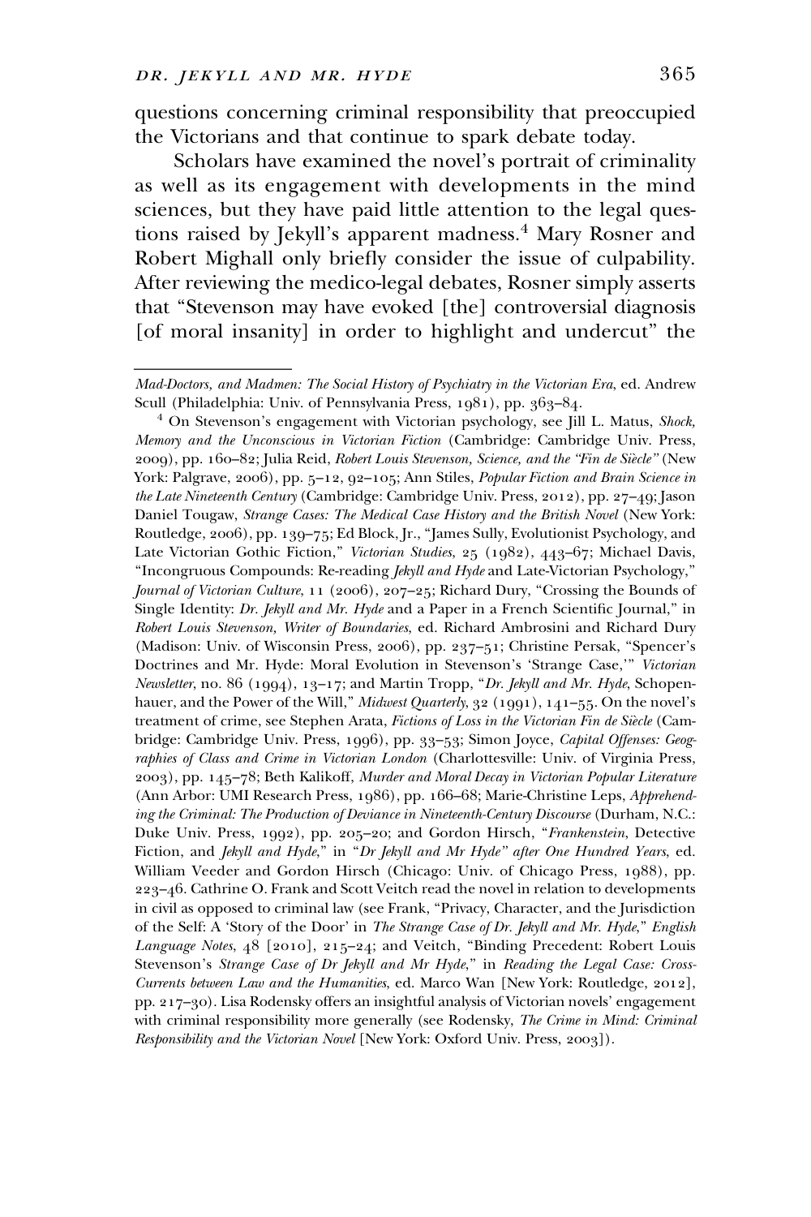questions concerning criminal responsibility that preoccupied the Victorians and that continue to spark debate today.

Scholars have examined the novel's portrait of criminality as well as its engagement with developments in the mind sciences, but they have paid little attention to the legal questions raised by Jekyll's apparent madness.[4] Mary Rosner and Robert Mighall only briefly consider the issue of culpability. After reviewing the medico-legal debates, Rosner simply asserts that "Stevenson may have evoked [the] controversial diagnosis [of moral insanity] in order to highlight and undercut" the

---

*Mad-Doctors, and Madmen: The Social History of Psychiatry in the Victorian Era*, ed. Andrew Scull (Philadelphia: Univ. of Pennsylvania Press, 1981), pp. 363–84.

[4] On Stevenson's engagement with Victorian psychology, see Jill L. Matus, *Shock, Memory and the Unconscious in Victorian Fiction* (Cambridge: Cambridge Univ. Press, 2009), pp. 160–82; Julia Reid, *Robert Louis Stevenson, Science, and the "Fin de Siècle"* (New York: Palgrave, 2006), pp. 5–12, 92–105; Ann Stiles, *Popular Fiction and Brain Science in the Late Nineteenth Century* (Cambridge: Cambridge Univ. Press, 2012), pp. 27–49; Jason Daniel Tougaw, *Strange Cases: The Medical Case History and the British Novel* (New York: Routledge, 2006), pp. 139–75; Ed Block, Jr., "James Sully, Evolutionist Psychology, and Late Victorian Gothic Fiction," *Victorian Studies*, 25 (1982), 443–67; Michael Davis, "Incongruous Compounds: Re-reading *Jekyll and Hyde* and Late-Victorian Psychology," *Journal of Victorian Culture*, 11 (2006), 207–25; Richard Dury, "Crossing the Bounds of Single Identity: *Dr. Jekyll and Mr. Hyde* and a Paper in a French Scientific Journal," in *Robert Louis Stevenson, Writer of Boundaries*, ed. Richard Ambrosini and Richard Dury (Madison: Univ. of Wisconsin Press, 2006), pp. 237–51; Christine Persak, "Spencer's Doctrines and Mr. Hyde: Moral Evolution in Stevenson's 'Strange Case,'" *Victorian Newsletter*, no. 86 (1994), 13–17; and Martin Tropp, "*Dr. Jekyll and Mr. Hyde*, Schopenhauer, and the Power of the Will," *Midwest Quarterly*, 32 (1991), 141–55. On the novel's treatment of crime, see Stephen Arata, *Fictions of Loss in the Victorian Fin de Siècle* (Cambridge: Cambridge Univ. Press, 1996), pp. 33–53; Simon Joyce, *Capital Offenses: Geographies of Class and Crime in Victorian London* (Charlottesville: Univ. of Virginia Press, 2003), pp. 145–78; Beth Kalikoff, *Murder and Moral Decay in Victorian Popular Literature* (Ann Arbor: UMI Research Press, 1986), pp. 166–68; Marie-Christine Leps, *Apprehending the Criminal: The Production of Deviance in Nineteenth-Century Discourse* (Durham, N.C.: Duke Univ. Press, 1992), pp. 205–20; and Gordon Hirsch, "*Frankenstein*, Detective Fiction, and *Jekyll and Hyde*," in *"Dr Jekyll and Mr Hyde" after One Hundred Years*, ed. William Veeder and Gordon Hirsch (Chicago: Univ. of Chicago Press, 1988), pp. 223–46. Cathrine O. Frank and Scott Veitch read the novel in relation to developments in civil as opposed to criminal law (see Frank, "Privacy, Character, and the Jurisdiction of the Self: A 'Story of the Door' in *The Strange Case of Dr. Jekyll and Mr. Hyde*," *English Language Notes*, 48 [2010], 215–24; and Veitch, "Binding Precedent: Robert Louis Stevenson's *Strange Case of Dr Jekyll and Mr Hyde*," in *Reading the Legal Case: Cross-Currents between Law and the Humanities*, ed. Marco Wan [New York: Routledge, 2012], pp. 217–30). Lisa Rodensky offers an insightful analysis of Victorian novels' engagement with criminal responsibility more generally (see Rodensky, *The Crime in Mind: Criminal Responsibility and the Victorian Novel* [New York: Oxford Univ. Press, 2003]).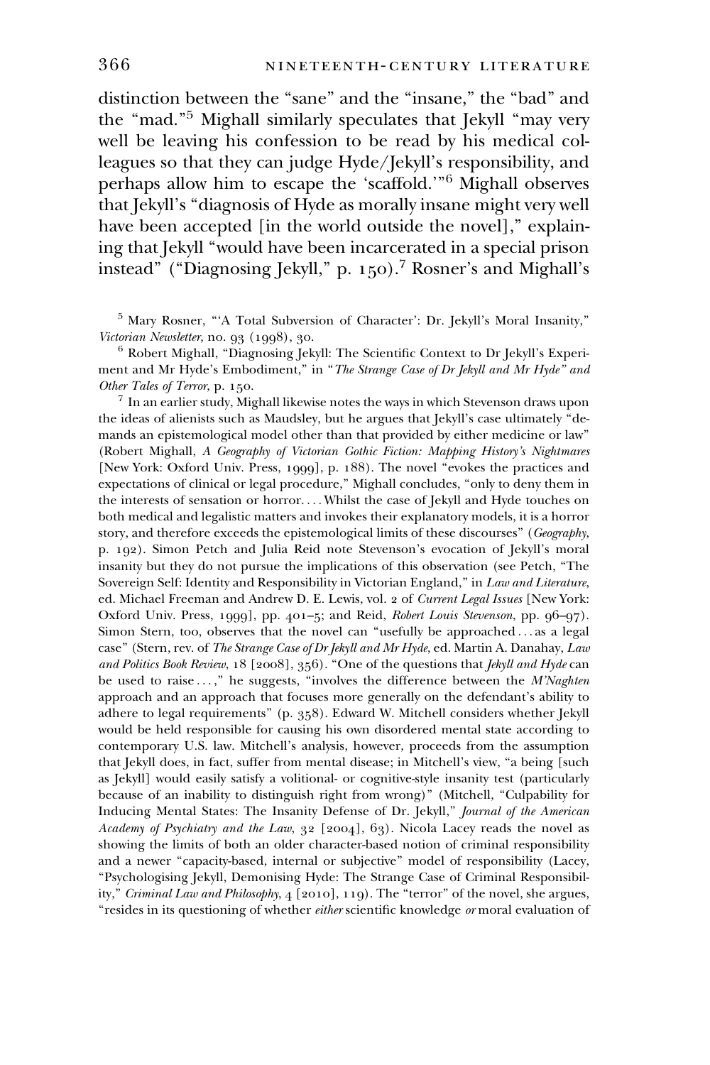distinction between the "sane" and the "insane," the "bad" and the "mad."[5] Mighall similarly speculates that Jekyll "may very well be leaving his confession to be read by his medical colleagues so that they can judge Hyde/Jekyll's responsibility, and perhaps allow him to escape the 'scaffold.'"[6] Mighall observes that Jekyll's "diagnosis of Hyde as morally insane might very well have been accepted [in the world outside the novel]," explaining that Jekyll "would have been incarcerated in a special prison instead" ("Diagnosing Jekyll," p. 150).[7] Rosner's and Mighall's

[5] Mary Rosner, "'A Total Subversion of Character': Dr. Jekyll's Moral Insanity," *Victorian Newsletter*, no. 93 (1998), 30.

[6] Robert Mighall, "Diagnosing Jekyll: The Scientific Context to Dr Jekyll's Experiment and Mr Hyde's Embodiment," in "*The Strange Case of Dr Jekyll and Mr Hyde" and Other Tales of Terror*, p. 150.

[7] In an earlier study, Mighall likewise notes the ways in which Stevenson draws upon the ideas of alienists such as Maudsley, but he argues that Jekyll's case ultimately "demands an epistemological model other than that provided by either medicine or law" (Robert Mighall, *A Geography of Victorian Gothic Fiction: Mapping History's Nightmares* [New York: Oxford Univ. Press, 1999], p. 188). The novel "evokes the practices and expectations of clinical or legal procedure," Mighall concludes, "only to deny them in the interests of sensation or horror. . . . Whilst the case of Jekyll and Hyde touches on both medical and legalistic matters and invokes their explanatory models, it is a horror story, and therefore exceeds the epistemological limits of these discourses" (*Geography*, p. 192). Simon Petch and Julia Reid note Stevenson's evocation of Jekyll's moral insanity but they do not pursue the implications of this observation (see Petch, "The Sovereign Self: Identity and Responsibility in Victorian England," in *Law and Literature*, ed. Michael Freeman and Andrew D. E. Lewis, vol. 2 of *Current Legal Issues* [New York: Oxford Univ. Press, 1999], pp. 401–5; and Reid, *Robert Louis Stevenson*, pp. 96–97). Simon Stern, too, observes that the novel can "usefully be approached . . . as a legal case" (Stern, rev. of *The Strange Case of Dr Jekyll and Mr Hyde*, ed. Martin A. Danahay, *Law and Politics Book Review*, 18 [2008], 356). "One of the questions that *Jekyll and Hyde* can be used to raise . . . ," he suggests, "involves the difference between the *M'Naghten* approach and an approach that focuses more generally on the defendant's ability to adhere to legal requirements" (p. 358). Edward W. Mitchell considers whether Jekyll would be held responsible for causing his own disordered mental state according to contemporary U.S. law. Mitchell's analysis, however, proceeds from the assumption that Jekyll does, in fact, suffer from mental disease; in Mitchell's view, "a being [such as Jekyll] would easily satisfy a volitional- or cognitive-style insanity test (particularly because of an inability to distinguish right from wrong)" (Mitchell, "Culpability for Inducing Mental States: The Insanity Defense of Dr. Jekyll," *Journal of the American Academy of Psychiatry and the Law*, 32 [2004], 63). Nicola Lacey reads the novel as showing the limits of both an older character-based notion of criminal responsibility and a newer "capacity-based, internal or subjective" model of responsibility (Lacey, "Psychologising Jekyll, Demonising Hyde: The Strange Case of Criminal Responsibility," *Criminal Law and Philosophy*, 4 [2010], 119). The "terror" of the novel, she argues, "resides in its questioning of whether *either* scientific knowledge *or* moral evaluation of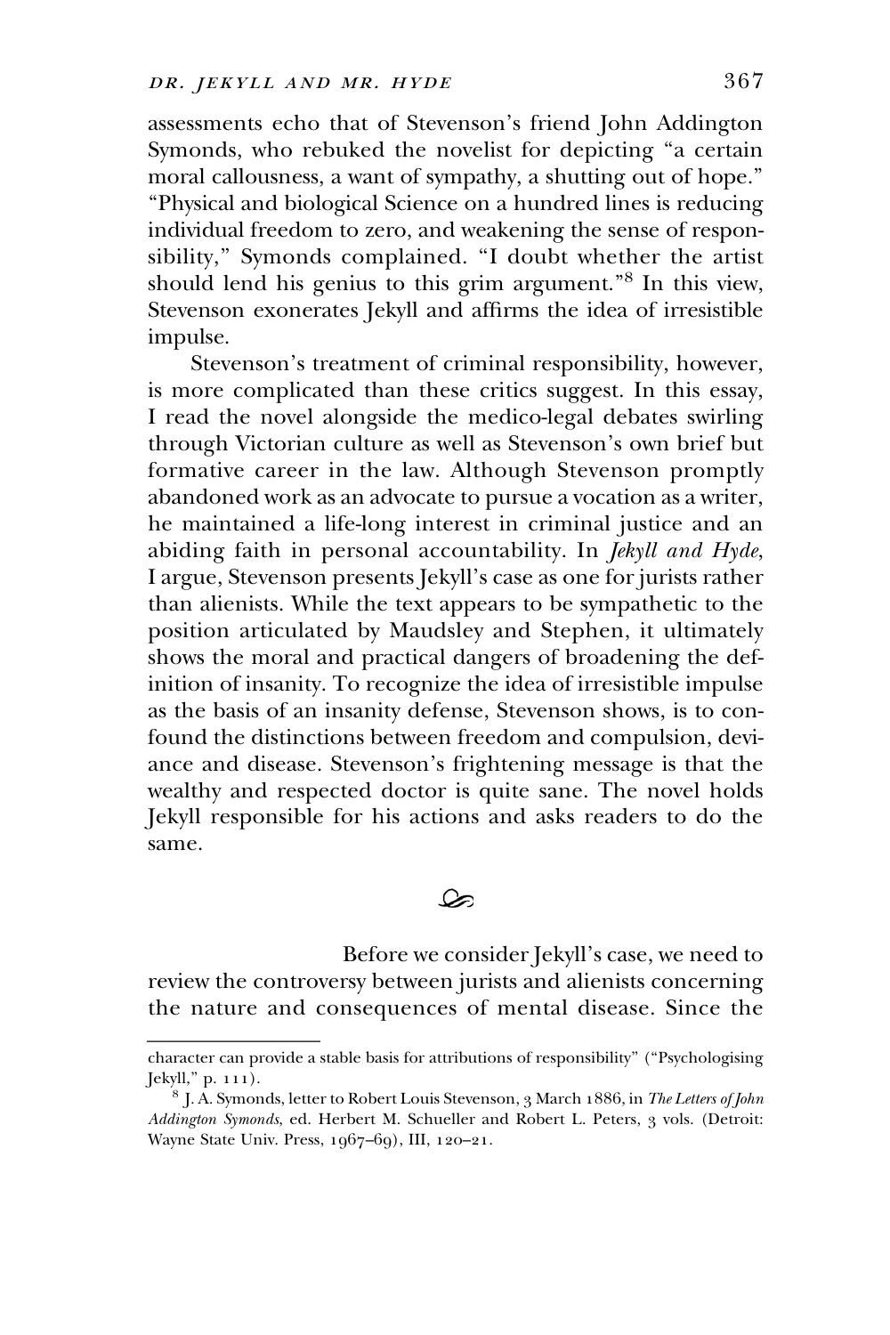assessments echo that of Stevenson's friend John Addington Symonds, who rebuked the novelist for depicting "a certain moral callousness, a want of sympathy, a shutting out of hope." "Physical and biological Science on a hundred lines is reducing individual freedom to zero, and weakening the sense of responsibility," Symonds complained. "I doubt whether the artist should lend his genius to this grim argument."[8] In this view, Stevenson exonerates Jekyll and affirms the idea of irresistible impulse.

Stevenson's treatment of criminal responsibility, however, is more complicated than these critics suggest. In this essay, I read the novel alongside the medico-legal debates swirling through Victorian culture as well as Stevenson's own brief but formative career in the law. Although Stevenson promptly abandoned work as an advocate to pursue a vocation as a writer, he maintained a life-long interest in criminal justice and an abiding faith in personal accountability. In *Jekyll and Hyde*, I argue, Stevenson presents Jekyll's case as one for jurists rather than alienists. While the text appears to be sympathetic to the position articulated by Maudsley and Stephen, it ultimately shows the moral and practical dangers of broadening the definition of insanity. To recognize the idea of irresistible impulse as the basis of an insanity defense, Stevenson shows, is to confound the distinctions between freedom and compulsion, deviance and disease. Stevenson's frightening message is that the wealthy and respected doctor is quite sane. The novel holds Jekyll responsible for his actions and asks readers to do the same.

Before we consider Jekyll's case, we need to review the controversy between jurists and alienists concerning the nature and consequences of mental disease. Since the

---

character can provide a stable basis for attributions of responsibility" ("Psychologising Jekyll," p. 111).

[8] J. A. Symonds, letter to Robert Louis Stevenson, 3 March 1886, in *The Letters of John Addington Symonds*, ed. Herbert M. Schueller and Robert L. Peters, 3 vols. (Detroit: Wayne State Univ. Press, 1967–69), III, 120–21.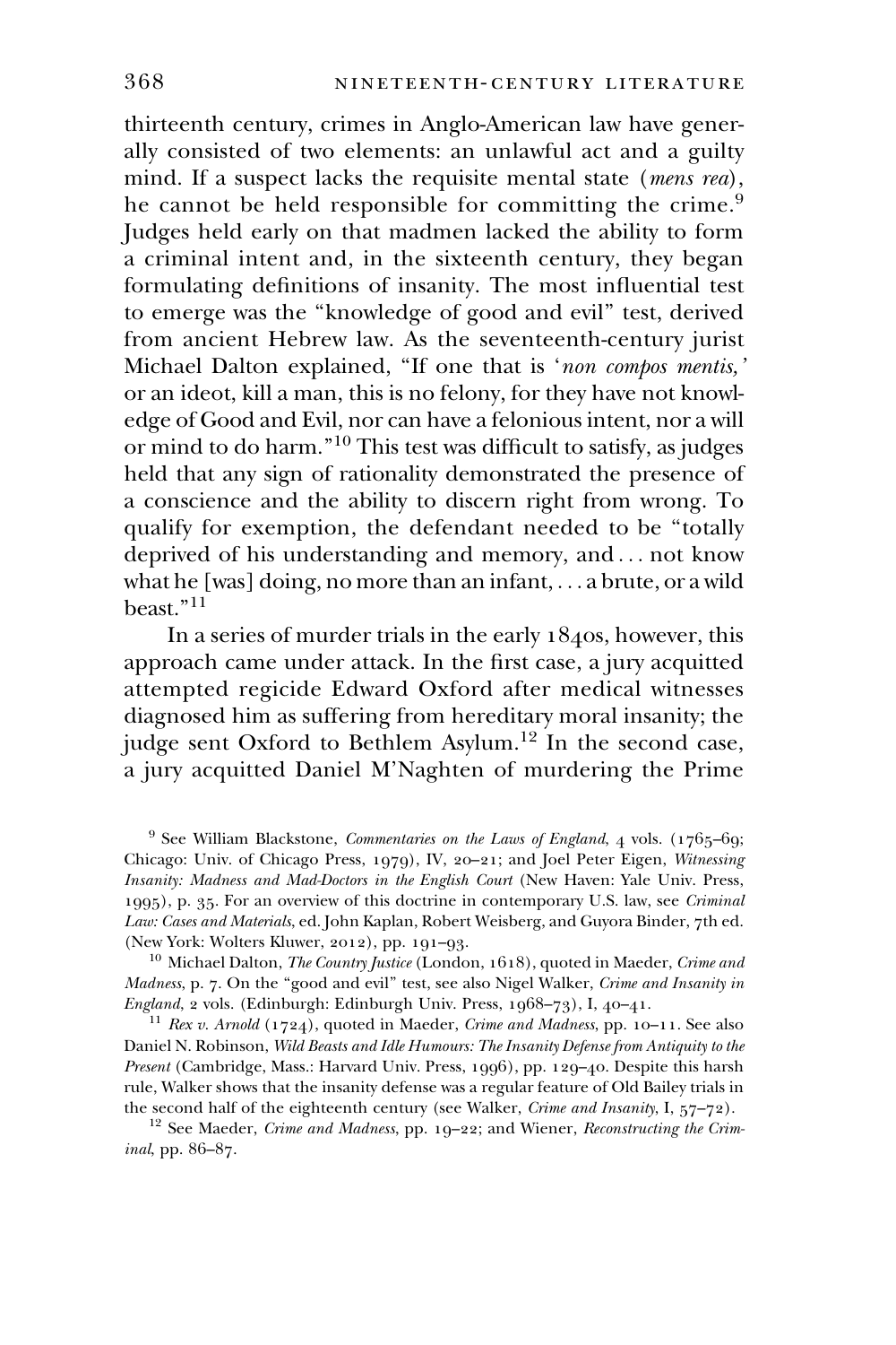thirteenth century, crimes in Anglo-American law have generally consisted of two elements: an unlawful act and a guilty mind. If a suspect lacks the requisite mental state (*mens rea*), he cannot be held responsible for committing the crime.[9] Judges held early on that madmen lacked the ability to form a criminal intent and, in the sixteenth century, they began formulating definitions of insanity. The most influential test to emerge was the "knowledge of good and evil" test, derived from ancient Hebrew law. As the seventeenth-century jurist Michael Dalton explained, "If one that is '*non compos mentis,*' or an ideot, kill a man, this is no felony, for they have not knowledge of Good and Evil, nor can have a felonious intent, nor a will or mind to do harm."[10] This test was difficult to satisfy, as judges held that any sign of rationality demonstrated the presence of a conscience and the ability to discern right from wrong. To qualify for exemption, the defendant needed to be "totally deprived of his understanding and memory, and . . . not know what he [was] doing, no more than an infant, . . . a brute, or a wild beast."[11]

In a series of murder trials in the early 1840s, however, this approach came under attack. In the first case, a jury acquitted attempted regicide Edward Oxford after medical witnesses diagnosed him as suffering from hereditary moral insanity; the judge sent Oxford to Bethlem Asylum.[12] In the second case, a jury acquitted Daniel M'Naghten of murdering the Prime

---

[9] See William Blackstone, *Commentaries on the Laws of England*, 4 vols. (1765–69; Chicago: Univ. of Chicago Press, 1979), IV, 20–21; and Joel Peter Eigen, *Witnessing Insanity: Madness and Mad-Doctors in the English Court* (New Haven: Yale Univ. Press, 1995), p. 35. For an overview of this doctrine in contemporary U.S. law, see *Criminal Law: Cases and Materials*, ed. John Kaplan, Robert Weisberg, and Guyora Binder, 7th ed. (New York: Wolters Kluwer, 2012), pp. 191–93.

[10] Michael Dalton, *The Country Justice* (London, 1618), quoted in Maeder, *Crime and Madness*, p. 7. On the "good and evil" test, see also Nigel Walker, *Crime and Insanity in England*, 2 vols. (Edinburgh: Edinburgh Univ. Press, 1968–73), I, 40–41.

[11] *Rex v. Arnold* (1724), quoted in Maeder, *Crime and Madness*, pp. 10–11. See also Daniel N. Robinson, *Wild Beasts and Idle Humours: The Insanity Defense from Antiquity to the Present* (Cambridge, Mass.: Harvard Univ. Press, 1996), pp. 129–40. Despite this harsh rule, Walker shows that the insanity defense was a regular feature of Old Bailey trials in the second half of the eighteenth century (see Walker, *Crime and Insanity*, I, 57–72).

[12] See Maeder, *Crime and Madness*, pp. 19–22; and Wiener, *Reconstructing the Criminal*, pp. 86–87.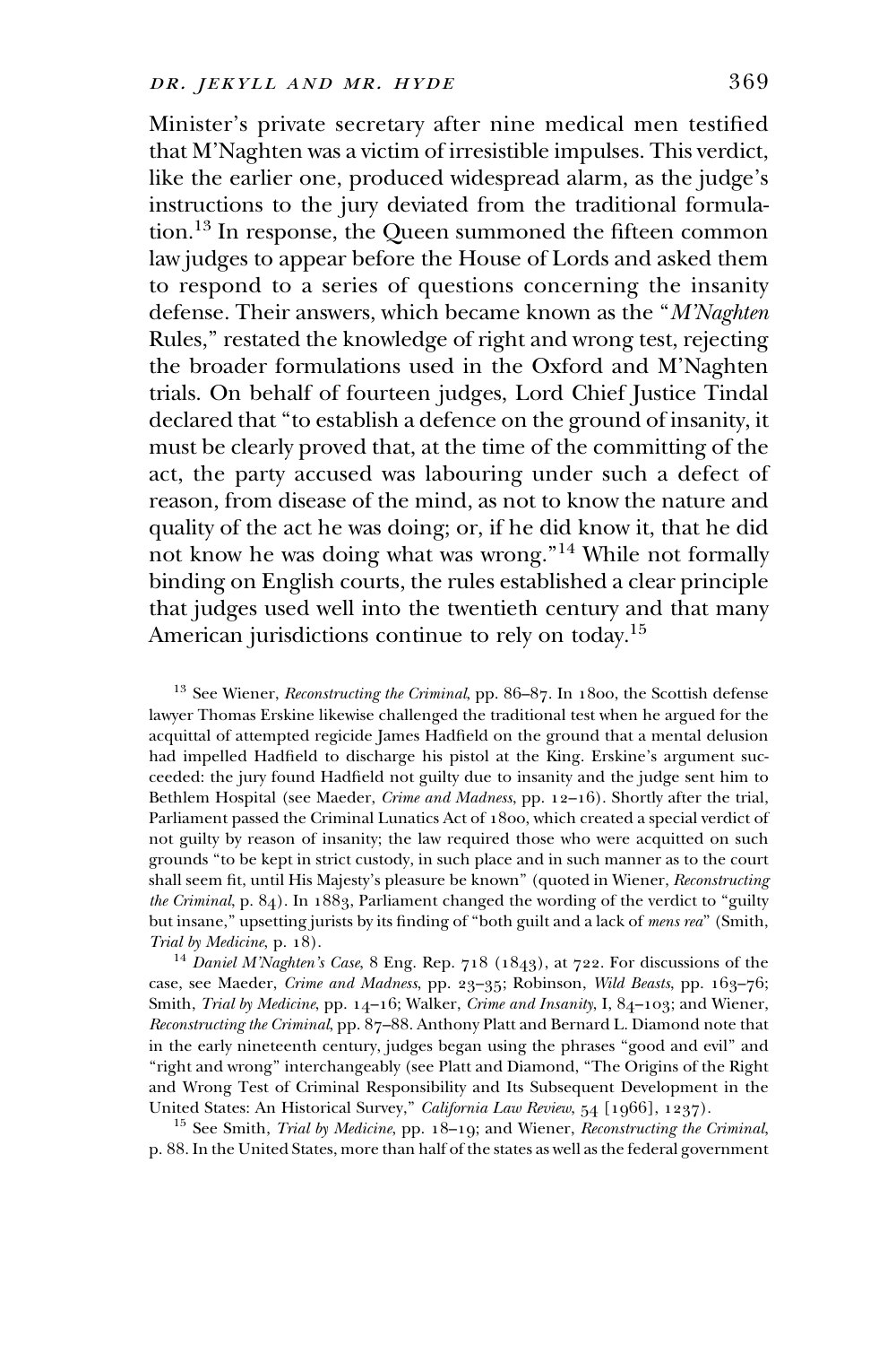Minister's private secretary after nine medical men testified that M'Naghten was a victim of irresistible impulses. This verdict, like the earlier one, produced widespread alarm, as the judge's instructions to the jury deviated from the traditional formulation.[13] In response, the Queen summoned the fifteen common law judges to appear before the House of Lords and asked them to respond to a series of questions concerning the insanity defense. Their answers, which became known as the "*M'Naghten* Rules," restated the knowledge of right and wrong test, rejecting the broader formulations used in the Oxford and M'Naghten trials. On behalf of fourteen judges, Lord Chief Justice Tindal declared that "to establish a defence on the ground of insanity, it must be clearly proved that, at the time of the committing of the act, the party accused was labouring under such a defect of reason, from disease of the mind, as not to know the nature and quality of the act he was doing; or, if he did know it, that he did not know he was doing what was wrong."[14] While not formally binding on English courts, the rules established a clear principle that judges used well into the twentieth century and that many American jurisdictions continue to rely on today.[15]

[13] See Wiener, *Reconstructing the Criminal*, pp. 86–87. In 1800, the Scottish defense lawyer Thomas Erskine likewise challenged the traditional test when he argued for the acquittal of attempted regicide James Hadfield on the ground that a mental delusion had impelled Hadfield to discharge his pistol at the King. Erskine's argument succeeded: the jury found Hadfield not guilty due to insanity and the judge sent him to Bethlem Hospital (see Maeder, *Crime and Madness*, pp. 12–16). Shortly after the trial, Parliament passed the Criminal Lunatics Act of 1800, which created a special verdict of not guilty by reason of insanity; the law required those who were acquitted on such grounds "to be kept in strict custody, in such place and in such manner as to the court shall seem fit, until His Majesty's pleasure be known" (quoted in Wiener, *Reconstructing the Criminal*, p. 84). In 1883, Parliament changed the wording of the verdict to "guilty but insane," upsetting jurists by its finding of "both guilt and a lack of *mens rea*" (Smith, *Trial by Medicine*, p. 18).

[14] *Daniel M'Naghten's Case*, 8 Eng. Rep. 718 (1843), at 722. For discussions of the case, see Maeder, *Crime and Madness*, pp. 23–35; Robinson, *Wild Beasts*, pp. 163–76; Smith, *Trial by Medicine*, pp. 14–16; Walker, *Crime and Insanity*, I, 84–103; and Wiener, *Reconstructing the Criminal*, pp. 87–88. Anthony Platt and Bernard L. Diamond note that in the early nineteenth century, judges began using the phrases "good and evil" and "right and wrong" interchangeably (see Platt and Diamond, "The Origins of the Right and Wrong Test of Criminal Responsibility and Its Subsequent Development in the United States: An Historical Survey," *California Law Review*, 54 [1966], 1237).

[15] See Smith, *Trial by Medicine*, pp. 18–19; and Wiener, *Reconstructing the Criminal*, p. 88. In the United States, more than half of the states as well as the federal government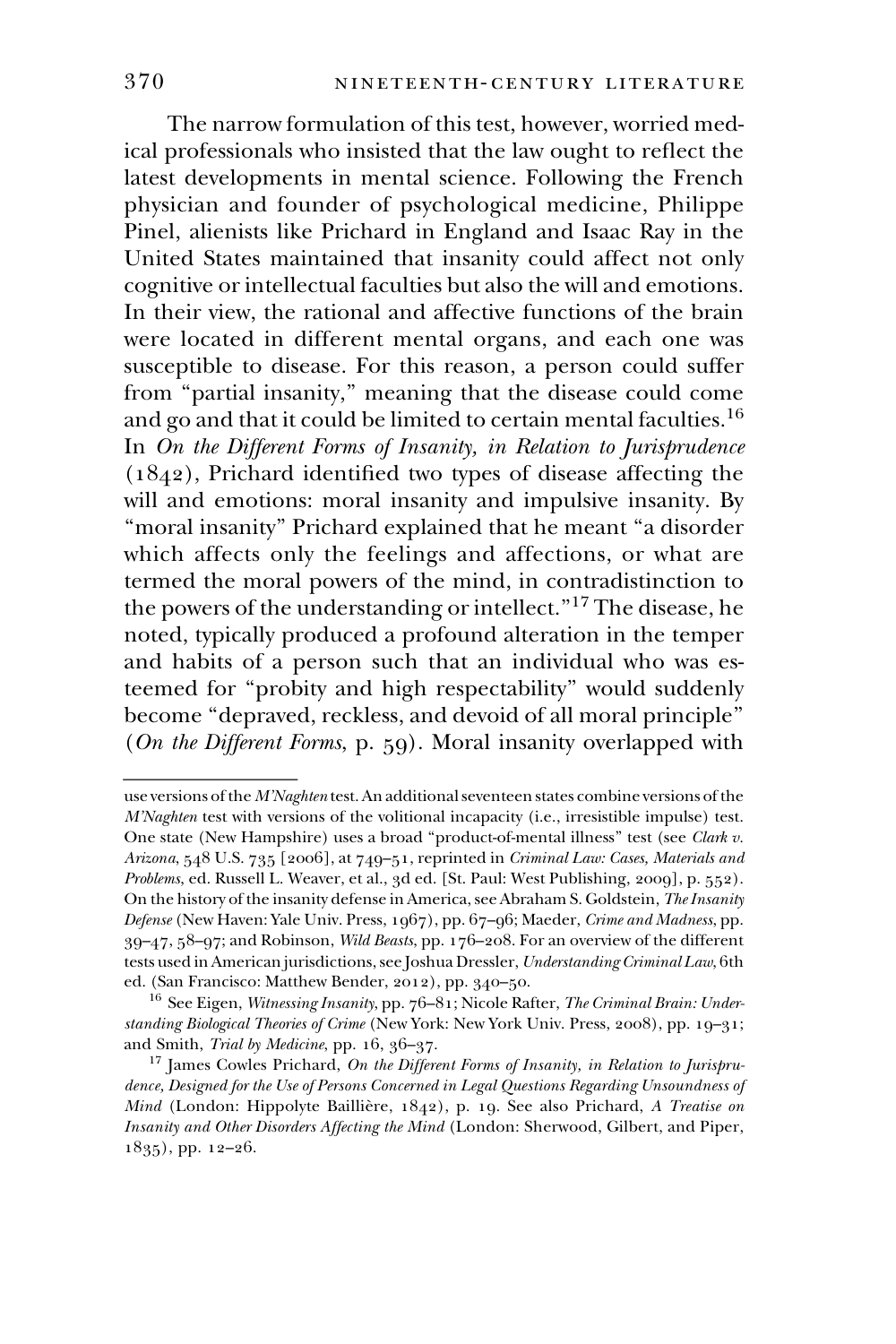The narrow formulation of this test, however, worried medical professionals who insisted that the law ought to reflect the latest developments in mental science. Following the French physician and founder of psychological medicine, Philippe Pinel, alienists like Prichard in England and Isaac Ray in the United States maintained that insanity could affect not only cognitive or intellectual faculties but also the will and emotions. In their view, the rational and affective functions of the brain were located in different mental organs, and each one was susceptible to disease. For this reason, a person could suffer from "partial insanity," meaning that the disease could come and go and that it could be limited to certain mental faculties.[16] In *On the Different Forms of Insanity, in Relation to Jurisprudence* (1842), Prichard identified two types of disease affecting the will and emotions: moral insanity and impulsive insanity. By "moral insanity" Prichard explained that he meant "a disorder which affects only the feelings and affections, or what are termed the moral powers of the mind, in contradistinction to the powers of the understanding or intellect."[17] The disease, he noted, typically produced a profound alteration in the temper and habits of a person such that an individual who was esteemed for "probity and high respectability" would suddenly become "depraved, reckless, and devoid of all moral principle" (*On the Different Forms*, p. 59). Moral insanity overlapped with

---

use versions of the *M'Naghten* test. An additional seventeen states combine versions of the *M'Naghten* test with versions of the volitional incapacity (i.e., irresistible impulse) test. One state (New Hampshire) uses a broad "product-of-mental illness" test (see *Clark v. Arizona*, 548 U.S. 735 [2006], at 749–51, reprinted in *Criminal Law: Cases, Materials and Problems*, ed. Russell L. Weaver, et al., 3d ed. [St. Paul: West Publishing, 2009], p. 552). On the history of the insanity defense in America, see Abraham S. Goldstein, *The Insanity Defense* (New Haven: Yale Univ. Press, 1967), pp. 67–96; Maeder, *Crime and Madness*, pp. 39–47, 58–97; and Robinson, *Wild Beasts*, pp. 176–208. For an overview of the different tests used in American jurisdictions, see Joshua Dressler, *Understanding Criminal Law*, 6th ed. (San Francisco: Matthew Bender, 2012), pp. 340–50.

[16] See Eigen, *Witnessing Insanity*, pp. 76–81; Nicole Rafter, *The Criminal Brain: Understanding Biological Theories of Crime* (New York: New York Univ. Press, 2008), pp. 19–31; and Smith, *Trial by Medicine*, pp. 16, 36–37.

[17] James Cowles Prichard, *On the Different Forms of Insanity, in Relation to Jurisprudence, Designed for the Use of Persons Concerned in Legal Questions Regarding Unsoundness of Mind* (London: Hippolyte Baillière, 1842), p. 19. See also Prichard, *A Treatise on Insanity and Other Disorders Affecting the Mind* (London: Sherwood, Gilbert, and Piper, 1835), pp. 12–26.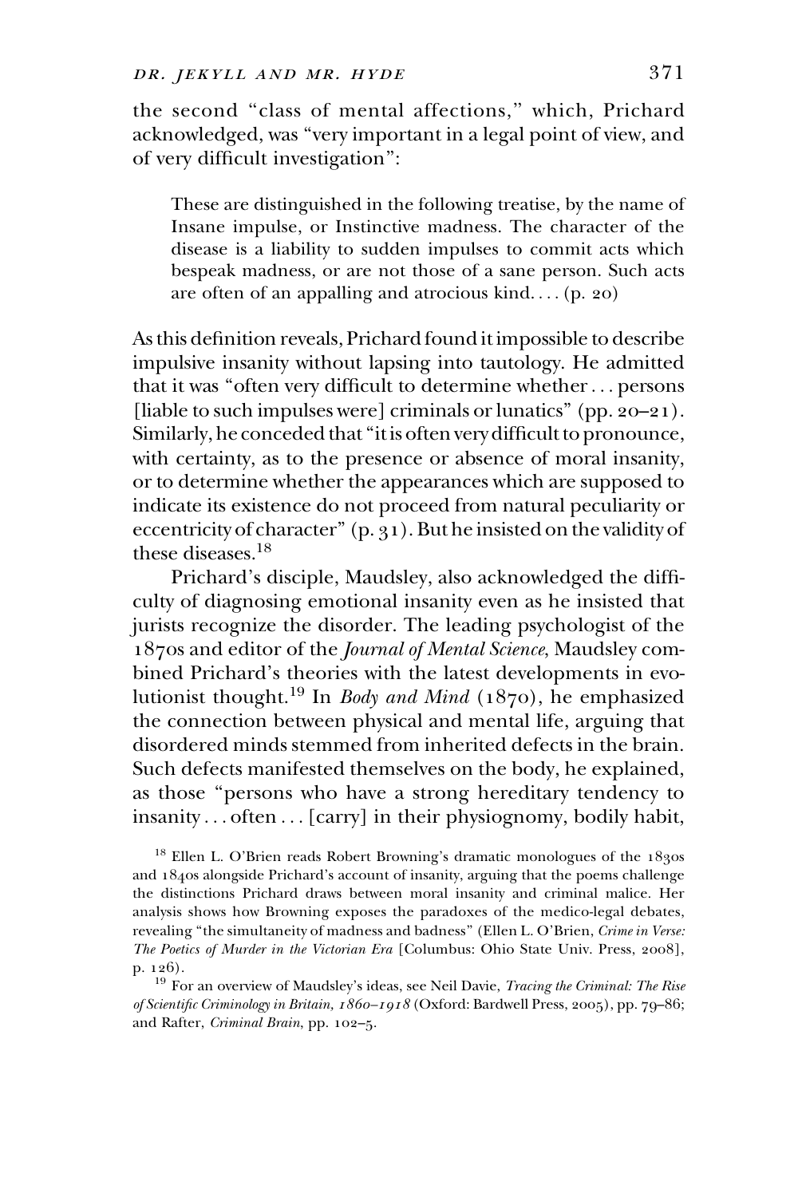the second "class of mental affections," which, Prichard acknowledged, was "very important in a legal point of view, and of very difficult investigation":

> These are distinguished in the following treatise, by the name of Insane impulse, or Instinctive madness. The character of the disease is a liability to sudden impulses to commit acts which bespeak madness, or are not those of a sane person. Such acts are often of an appalling and atrocious kind. . . . (p. 20)

As this definition reveals, Prichard found it impossible to describe impulsive insanity without lapsing into tautology. He admitted that it was "often very difficult to determine whether . . . persons [liable to such impulses were] criminals or lunatics" (pp. 20–21). Similarly, he conceded that "it is often very difficult to pronounce, with certainty, as to the presence or absence of moral insanity, or to determine whether the appearances which are supposed to indicate its existence do not proceed from natural peculiarity or eccentricity of character" (p. 31). But he insisted on the validity of these diseases.[18]

Prichard's disciple, Maudsley, also acknowledged the difficulty of diagnosing emotional insanity even as he insisted that jurists recognize the disorder. The leading psychologist of the 1870s and editor of the *Journal of Mental Science*, Maudsley combined Prichard's theories with the latest developments in evolutionist thought.[19] In *Body and Mind* (1870), he emphasized the connection between physical and mental life, arguing that disordered minds stemmed from inherited defects in the brain. Such defects manifested themselves on the body, he explained, as those "persons who have a strong hereditary tendency to insanity . . . often . . . [carry] in their physiognomy, bodily habit,

---

[18] Ellen L. O'Brien reads Robert Browning's dramatic monologues of the 1830s and 1840s alongside Prichard's account of insanity, arguing that the poems challenge the distinctions Prichard draws between moral insanity and criminal malice. Her analysis shows how Browning exposes the paradoxes of the medico-legal debates, revealing "the simultaneity of madness and badness" (Ellen L. O'Brien, *Crime in Verse: The Poetics of Murder in the Victorian Era* [Columbus: Ohio State Univ. Press, 2008], p. 126).

[19] For an overview of Maudsley's ideas, see Neil Davie, *Tracing the Criminal: The Rise of Scientific Criminology in Britain, 1860–1918* (Oxford: Bardwell Press, 2005), pp. 79–86; and Rafter, *Criminal Brain*, pp. 102–5.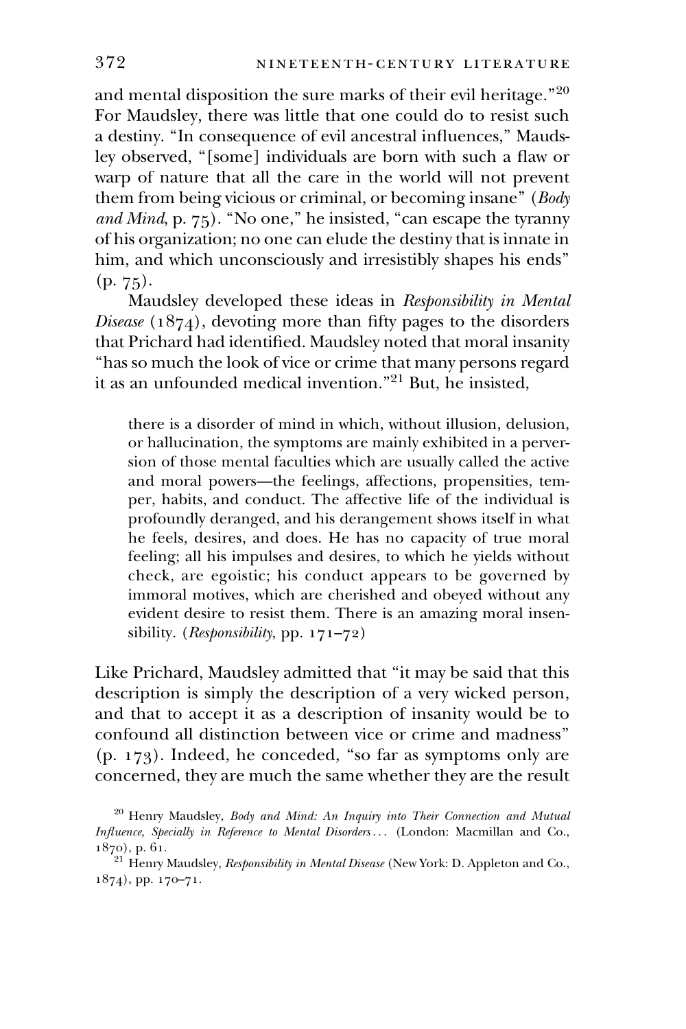and mental disposition the sure marks of their evil heritage."[20] For Maudsley, there was little that one could do to resist such a destiny. "In consequence of evil ancestral influences," Maudsley observed, "[some] individuals are born with such a flaw or warp of nature that all the care in the world will not prevent them from being vicious or criminal, or becoming insane" (*Body and Mind*, p. 75). "No one," he insisted, "can escape the tyranny of his organization; no one can elude the destiny that is innate in him, and which unconsciously and irresistibly shapes his ends" (p. 75).

Maudsley developed these ideas in *Responsibility in Mental Disease* (1874), devoting more than fifty pages to the disorders that Prichard had identified. Maudsley noted that moral insanity "has so much the look of vice or crime that many persons regard it as an unfounded medical invention."[21] But, he insisted,

> there is a disorder of mind in which, without illusion, delusion, or hallucination, the symptoms are mainly exhibited in a perversion of those mental faculties which are usually called the active and moral powers—the feelings, affections, propensities, temper, habits, and conduct. The affective life of the individual is profoundly deranged, and his derangement shows itself in what he feels, desires, and does. He has no capacity of true moral feeling; all his impulses and desires, to which he yields without check, are egoistic; his conduct appears to be governed by immoral motives, which are cherished and obeyed without any evident desire to resist them. There is an amazing moral insensibility. (*Responsibility*, pp. 171–72)

Like Prichard, Maudsley admitted that "it may be said that this description is simply the description of a very wicked person, and that to accept it as a description of insanity would be to confound all distinction between vice or crime and madness" (p. 173). Indeed, he conceded, "so far as symptoms only are concerned, they are much the same whether they are the result

[20] Henry Maudsley, *Body and Mind: An Inquiry into Their Connection and Mutual Influence, Specially in Reference to Mental Disorders . . .* (London: Macmillan and Co., 1870), p. 61.

[21] Henry Maudsley, *Responsibility in Mental Disease* (New York: D. Appleton and Co., 1874), pp. 170–71.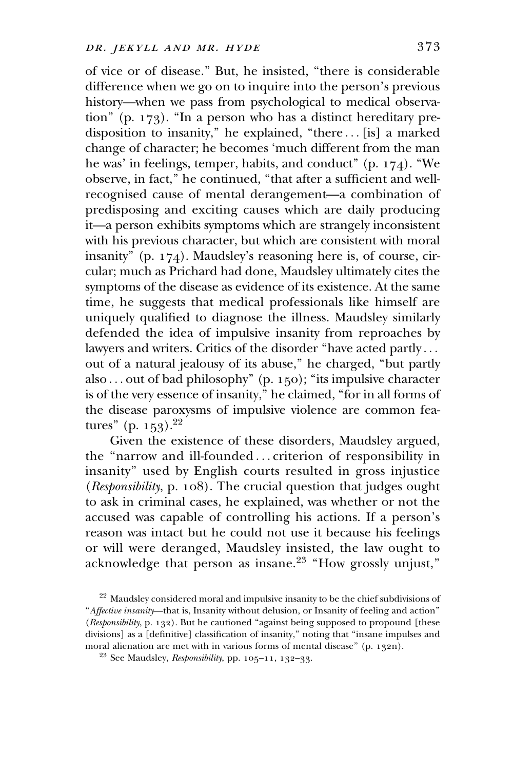of vice or of disease." But, he insisted, "there is considerable difference when we go on to inquire into the person's previous history—when we pass from psychological to medical observation" (p. 173). "In a person who has a distinct hereditary predisposition to insanity," he explained, "there . . . [is] a marked change of character; he becomes 'much different from the man he was' in feelings, temper, habits, and conduct" (p. 174). "We observe, in fact," he continued, "that after a sufficient and well-recognised cause of mental derangement—a combination of predisposing and exciting causes which are daily producing it—a person exhibits symptoms which are strangely inconsistent with his previous character, but which are consistent with moral insanity" (p. 174). Maudsley's reasoning here is, of course, circular; much as Prichard had done, Maudsley ultimately cites the symptoms of the disease as evidence of its existence. At the same time, he suggests that medical professionals like himself are uniquely qualified to diagnose the illness. Maudsley similarly defended the idea of impulsive insanity from reproaches by lawyers and writers. Critics of the disorder "have acted partly . . . out of a natural jealousy of its abuse," he charged, "but partly also . . . out of bad philosophy" (p. 150); "its impulsive character is of the very essence of insanity," he claimed, "for in all forms of the disease paroxysms of impulsive violence are common features" (p. 153).[22]

Given the existence of these disorders, Maudsley argued, the "narrow and ill-founded . . . criterion of responsibility in insanity" used by English courts resulted in gross injustice (*Responsibility*, p. 108). The crucial question that judges ought to ask in criminal cases, he explained, was whether or not the accused was capable of controlling his actions. If a person's reason was intact but he could not use it because his feelings or will were deranged, Maudsley insisted, the law ought to acknowledge that person as insane.[23] "How grossly unjust,"

[22] Maudsley considered moral and impulsive insanity to be the chief subdivisions of "*Affective insanity*—that is, Insanity without delusion, or Insanity of feeling and action" (*Responsibility*, p. 132). But he cautioned "against being supposed to propound [these divisions] as a [definitive] classification of insanity," noting that "insane impulses and moral alienation are met with in various forms of mental disease" (p. 132n).

[23] See Maudsley, *Responsibility*, pp. 105–11, 132–33.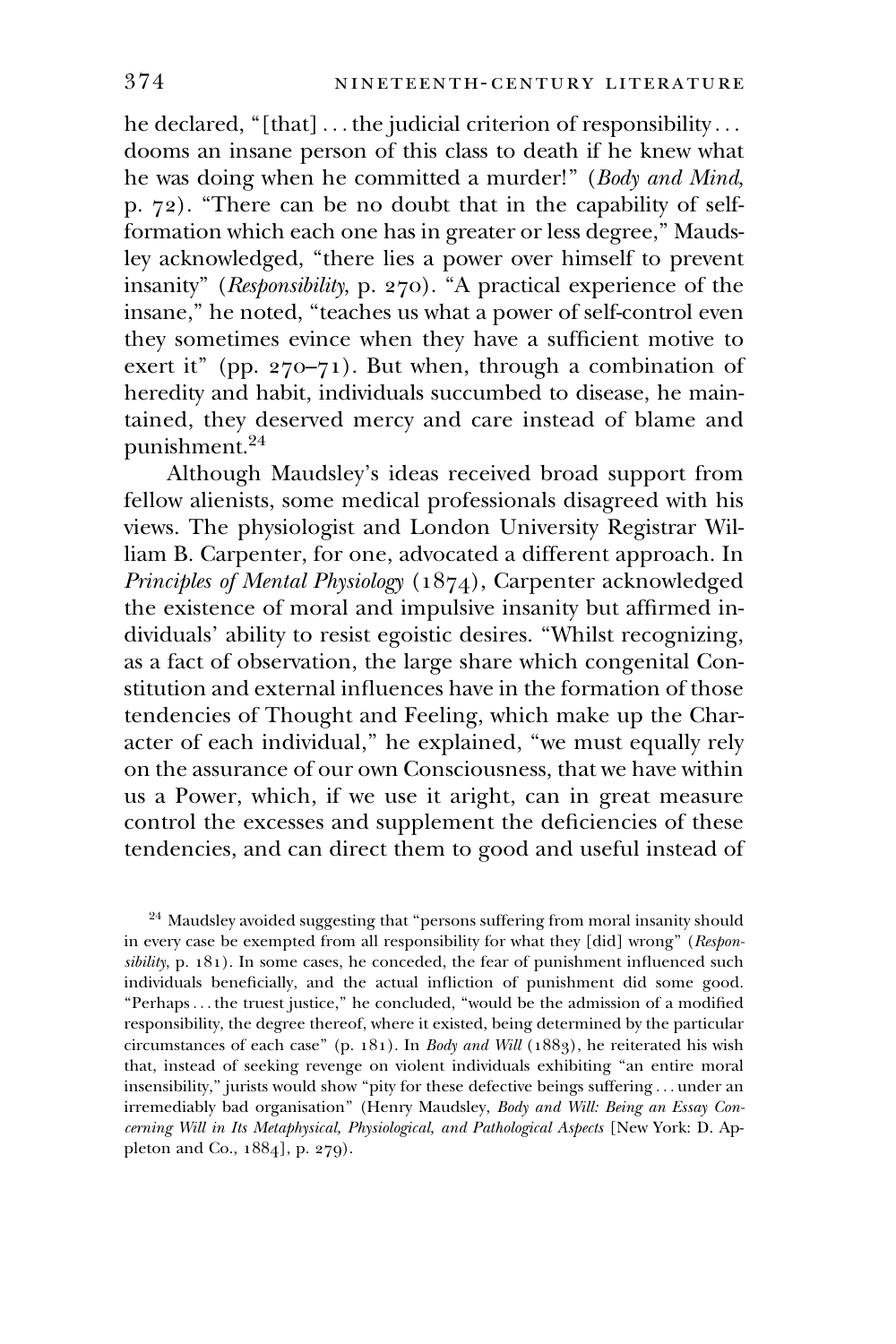he declared, "[that] . . . the judicial criterion of responsibility . . . dooms an insane person of this class to death if he knew what he was doing when he committed a murder!" (*Body and Mind*, p. 72). "There can be no doubt that in the capability of self-formation which each one has in greater or less degree," Maudsley acknowledged, "there lies a power over himself to prevent insanity" (*Responsibility*, p. 270). "A practical experience of the insane," he noted, "teaches us what a power of self-control even they sometimes evince when they have a sufficient motive to exert it" (pp. 270–71). But when, through a combination of heredity and habit, individuals succumbed to disease, he maintained, they deserved mercy and care instead of blame and punishment.[24]

Although Maudsley's ideas received broad support from fellow alienists, some medical professionals disagreed with his views. The physiologist and London University Registrar William B. Carpenter, for one, advocated a different approach. In *Principles of Mental Physiology* (1874), Carpenter acknowledged the existence of moral and impulsive insanity but affirmed individuals' ability to resist egoistic desires. "Whilst recognizing, as a fact of observation, the large share which congenital Constitution and external influences have in the formation of those tendencies of Thought and Feeling, which make up the Character of each individual," he explained, "we must equally rely on the assurance of our own Consciousness, that we have within us a Power, which, if we use it aright, can in great measure control the excesses and supplement the deficiencies of these tendencies, and can direct them to good and useful instead of

[24] Maudsley avoided suggesting that "persons suffering from moral insanity should in every case be exempted from all responsibility for what they [did] wrong" (*Responsibility*, p. 181). In some cases, he conceded, the fear of punishment influenced such individuals beneficially, and the actual infliction of punishment did some good. "Perhaps . . . the truest justice," he concluded, "would be the admission of a modified responsibility, the degree thereof, where it existed, being determined by the particular circumstances of each case" (p. 181). In *Body and Will* (1883), he reiterated his wish that, instead of seeking revenge on violent individuals exhibiting "an entire moral insensibility," jurists would show "pity for these defective beings suffering . . . under an irremediably bad organisation" (Henry Maudsley, *Body and Will: Being an Essay Concerning Will in Its Metaphysical, Physiological, and Pathological Aspects* [New York: D. Appleton and Co., 1884], p. 279).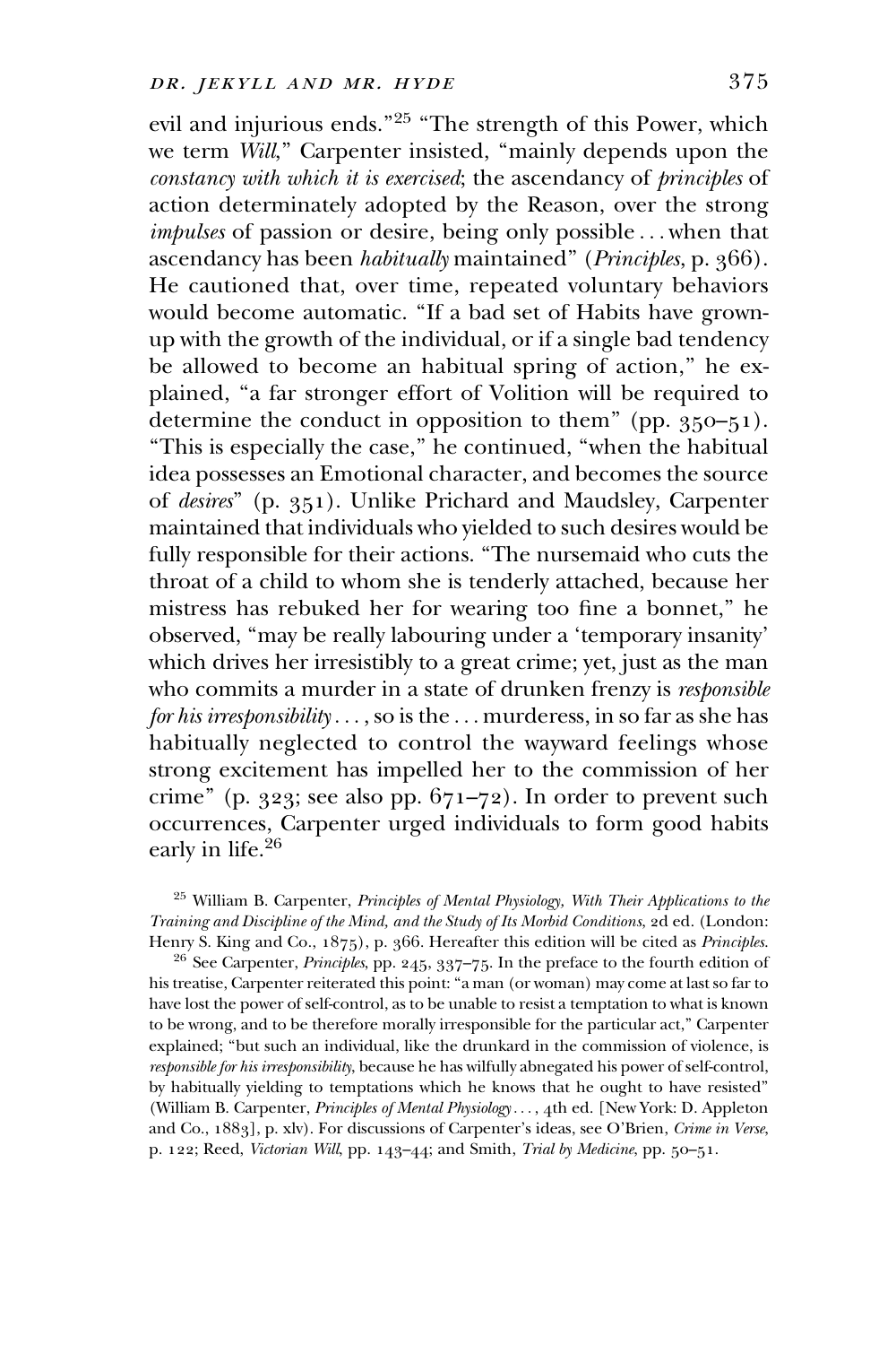evil and injurious ends."[25] "The strength of this Power, which we term *Will*," Carpenter insisted, "mainly depends upon the *constancy with which it is exercised*; the ascendancy of *principles* of action determinately adopted by the Reason, over the strong *impulses* of passion or desire, being only possible . . . when that ascendancy has been *habitually* maintained" (*Principles*, p. 366). He cautioned that, over time, repeated voluntary behaviors would become automatic. "If a bad set of Habits have grown-up with the growth of the individual, or if a single bad tendency be allowed to become an habitual spring of action," he explained, "a far stronger effort of Volition will be required to determine the conduct in opposition to them" (pp. 350–51). "This is especially the case," he continued, "when the habitual idea possesses an Emotional character, and becomes the source of *desires*" (p. 351). Unlike Prichard and Maudsley, Carpenter maintained that individuals who yielded to such desires would be fully responsible for their actions. "The nursemaid who cuts the throat of a child to whom she is tenderly attached, because her mistress has rebuked her for wearing too fine a bonnet," he observed, "may be really labouring under a 'temporary insanity' which drives her irresistibly to a great crime; yet, just as the man who commits a murder in a state of drunken frenzy is *responsible for his irresponsibility* . . . , so is the . . . murderess, in so far as she has habitually neglected to control the wayward feelings whose strong excitement has impelled her to the commission of her crime" (p. 323; see also pp. 671–72). In order to prevent such occurrences, Carpenter urged individuals to form good habits early in life.[26]

[25] William B. Carpenter, *Principles of Mental Physiology, With Their Applications to the Training and Discipline of the Mind, and the Study of Its Morbid Conditions*, 2d ed. (London: Henry S. King and Co., 1875), p. 366. Hereafter this edition will be cited as *Principles*.

[26] See Carpenter, *Principles*, pp. 245, 337–75. In the preface to the fourth edition of his treatise, Carpenter reiterated this point: "a man (or woman) may come at last so far to have lost the power of self-control, as to be unable to resist a temptation to what is known to be wrong, and to be therefore morally irresponsible for the particular act," Carpenter explained; "but such an individual, like the drunkard in the commission of violence, is *responsible for his irresponsibility*, because he has wilfully abnegated his power of self-control, by habitually yielding to temptations which he knows that he ought to have resisted" (William B. Carpenter, *Principles of Mental Physiology* . . . , 4th ed. [New York: D. Appleton and Co., 1883], p. xlv). For discussions of Carpenter's ideas, see O'Brien, *Crime in Verse*, p. 122; Reed, *Victorian Will*, pp. 143–44; and Smith, *Trial by Medicine*, pp. 50–51.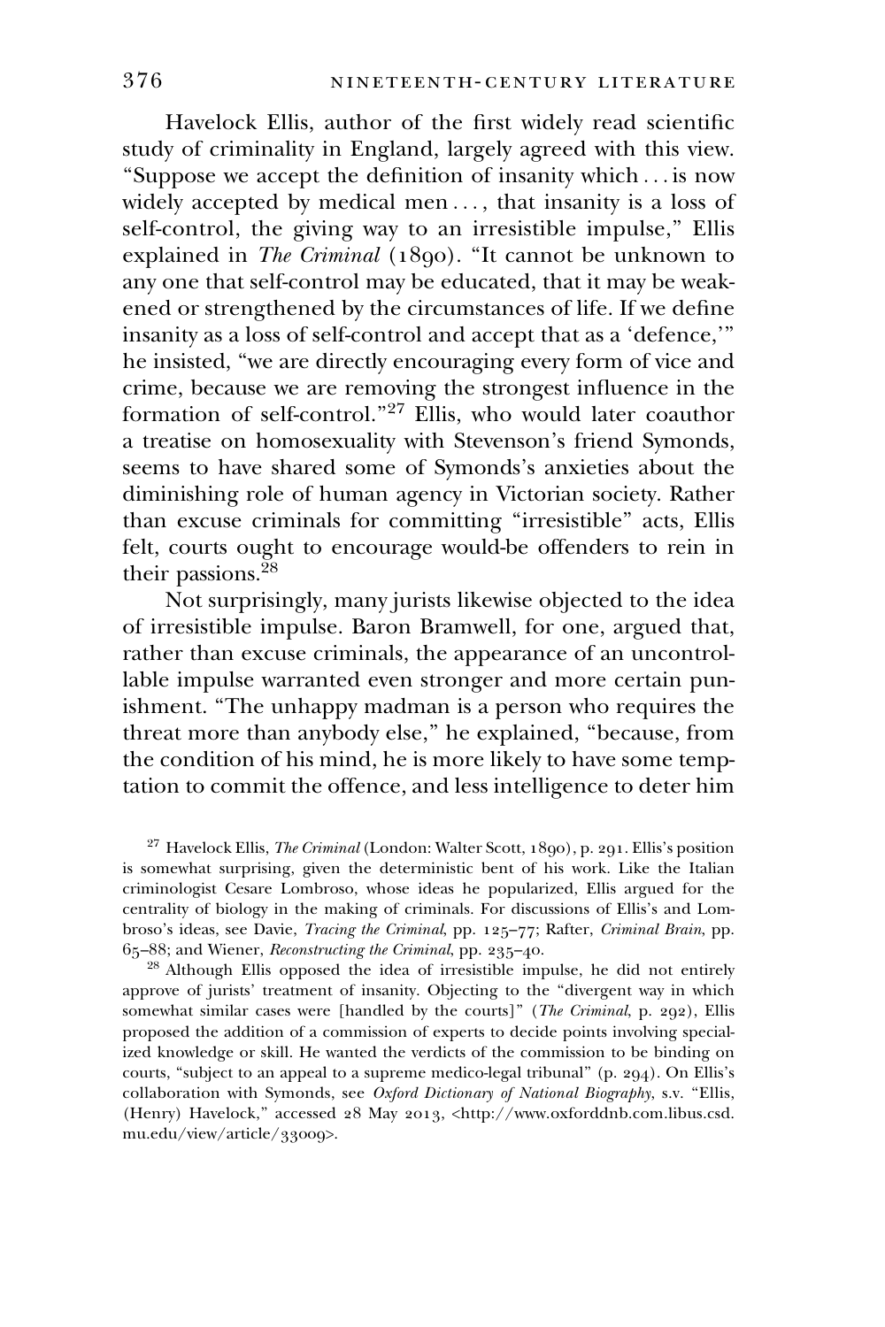Havelock Ellis, author of the first widely read scientific study of criminality in England, largely agreed with this view. "Suppose we accept the definition of insanity which . . . is now widely accepted by medical men . . . , that insanity is a loss of self-control, the giving way to an irresistible impulse," Ellis explained in *The Criminal* (1890). "It cannot be unknown to any one that self-control may be educated, that it may be weakened or strengthened by the circumstances of life. If we define insanity as a loss of self-control and accept that as a 'defence,'" he insisted, "we are directly encouraging every form of vice and crime, because we are removing the strongest influence in the formation of self-control."[27] Ellis, who would later coauthor a treatise on homosexuality with Stevenson's friend Symonds, seems to have shared some of Symonds's anxieties about the diminishing role of human agency in Victorian society. Rather than excuse criminals for committing "irresistible" acts, Ellis felt, courts ought to encourage would-be offenders to rein in their passions.[28]

Not surprisingly, many jurists likewise objected to the idea of irresistible impulse. Baron Bramwell, for one, argued that, rather than excuse criminals, the appearance of an uncontrollable impulse warranted even stronger and more certain punishment. "The unhappy madman is a person who requires the threat more than anybody else," he explained, "because, from the condition of his mind, he is more likely to have some temptation to commit the offence, and less intelligence to deter him

[27] Havelock Ellis, *The Criminal* (London: Walter Scott, 1890), p. 291. Ellis's position is somewhat surprising, given the deterministic bent of his work. Like the Italian criminologist Cesare Lombroso, whose ideas he popularized, Ellis argued for the centrality of biology in the making of criminals. For discussions of Ellis's and Lombroso's ideas, see Davie, *Tracing the Criminal*, pp. 125–77; Rafter, *Criminal Brain*, pp. 65–88; and Wiener, *Reconstructing the Criminal*, pp. 235–40.

[28] Although Ellis opposed the idea of irresistible impulse, he did not entirely approve of jurists' treatment of insanity. Objecting to the "divergent way in which somewhat similar cases were [handled by the courts]" (*The Criminal*, p. 292), Ellis proposed the addition of a commission of experts to decide points involving specialized knowledge or skill. He wanted the verdicts of the commission to be binding on courts, "subject to an appeal to a supreme medico-legal tribunal" (p. 294). On Ellis's collaboration with Symonds, see *Oxford Dictionary of National Biography*, s.v. "Ellis, (Henry) Havelock," accessed 28 May 2013, <http://www.oxforddnb.com.libus.csd.mu.edu/view/article/33009>.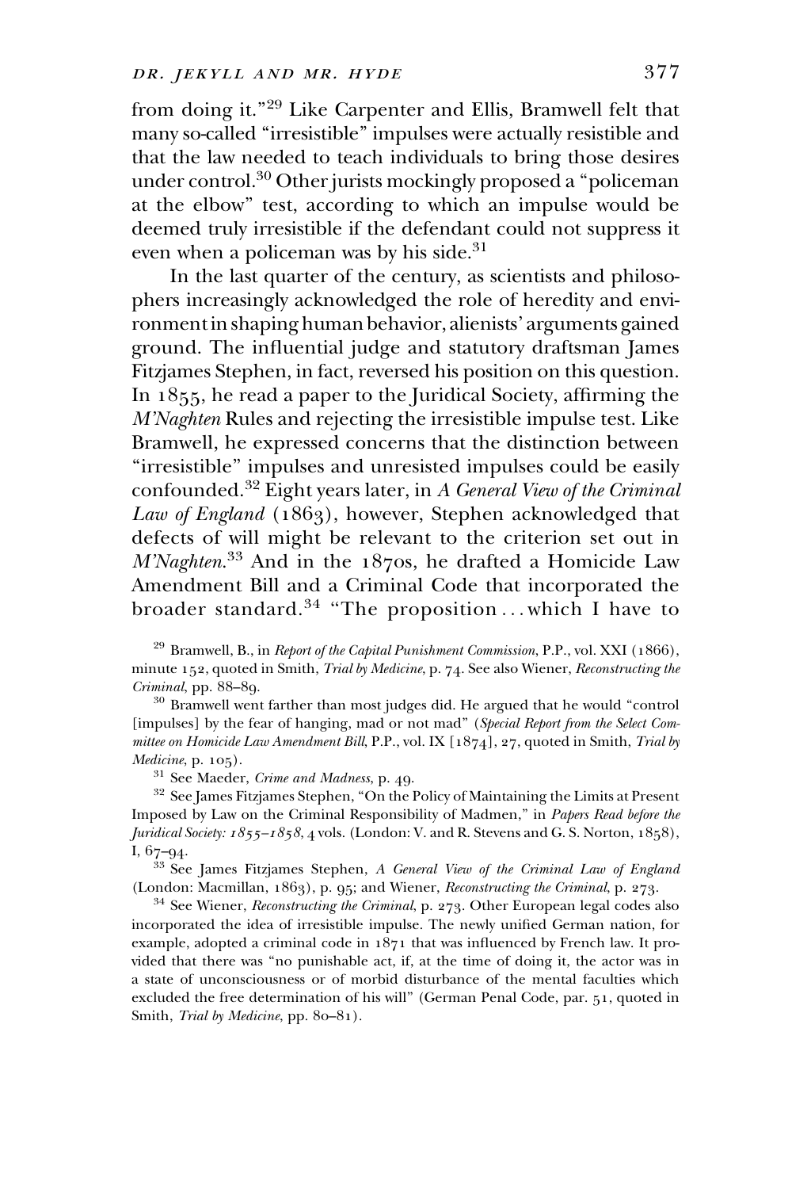from doing it."[29] Like Carpenter and Ellis, Bramwell felt that many so-called "irresistible" impulses were actually resistible and that the law needed to teach individuals to bring those desires under control.[30] Other jurists mockingly proposed a "policeman at the elbow" test, according to which an impulse would be deemed truly irresistible if the defendant could not suppress it even when a policeman was by his side.[31]

In the last quarter of the century, as scientists and philosophers increasingly acknowledged the role of heredity and environment in shaping human behavior, alienists' arguments gained ground. The influential judge and statutory draftsman James Fitzjames Stephen, in fact, reversed his position on this question. In 1855, he read a paper to the Juridical Society, affirming the *M'Naghten* Rules and rejecting the irresistible impulse test. Like Bramwell, he expressed concerns that the distinction between "irresistible" impulses and unresisted impulses could be easily confounded.[32] Eight years later, in *A General View of the Criminal Law of England* (1863), however, Stephen acknowledged that defects of will might be relevant to the criterion set out in *M'Naghten*.[33] And in the 1870s, he drafted a Homicide Law Amendment Bill and a Criminal Code that incorporated the broader standard.[34] "The proposition . . . which I have to

[29] Bramwell, B., in *Report of the Capital Punishment Commission*, P.P., vol. XXI (1866), minute 152, quoted in Smith, *Trial by Medicine*, p. 74. See also Wiener, *Reconstructing the Criminal*, pp. 88–89.

[30] Bramwell went farther than most judges did. He argued that he would "control [impulses] by the fear of hanging, mad or not mad" (*Special Report from the Select Committee on Homicide Law Amendment Bill*, P.P., vol. IX [1874], 27, quoted in Smith, *Trial by Medicine*, p. 105).

[31] See Maeder, *Crime and Madness*, p. 49.

[32] See James Fitzjames Stephen, "On the Policy of Maintaining the Limits at Present Imposed by Law on the Criminal Responsibility of Madmen," in *Papers Read before the Juridical Society: 1855–1858*, 4 vols. (London: V. and R. Stevens and G. S. Norton, 1858), I, 67–94.

[33] See James Fitzjames Stephen, *A General View of the Criminal Law of England* (London: Macmillan, 1863), p. 95; and Wiener, *Reconstructing the Criminal*, p. 273.

[34] See Wiener, *Reconstructing the Criminal*, p. 273. Other European legal codes also incorporated the idea of irresistible impulse. The newly unified German nation, for example, adopted a criminal code in 1871 that was influenced by French law. It provided that there was "no punishable act, if, at the time of doing it, the actor was in a state of unconsciousness or of morbid disturbance of the mental faculties which excluded the free determination of his will" (German Penal Code, par. 51, quoted in Smith, *Trial by Medicine*, pp. 80–81).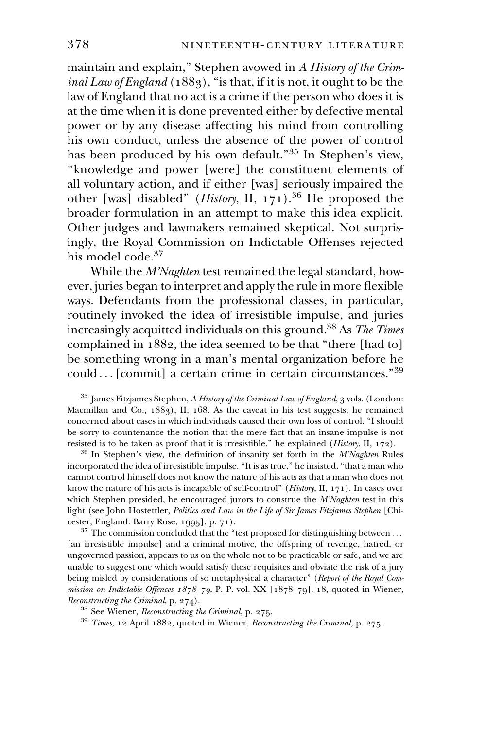maintain and explain," Stephen avowed in *A History of the Criminal Law of England* (1883), "is that, if it is not, it ought to be the law of England that no act is a crime if the person who does it is at the time when it is done prevented either by defective mental power or by any disease affecting his mind from controlling his own conduct, unless the absence of the power of control has been produced by his own default."[35] In Stephen's view, "knowledge and power [were] the constituent elements of all voluntary action, and if either [was] seriously impaired the other [was] disabled" (*History*, II, 171).[36] He proposed the broader formulation in an attempt to make this idea explicit. Other judges and lawmakers remained skeptical. Not surprisingly, the Royal Commission on Indictable Offenses rejected his model code.[37]

While the *M'Naghten* test remained the legal standard, however, juries began to interpret and apply the rule in more flexible ways. Defendants from the professional classes, in particular, routinely invoked the idea of irresistible impulse, and juries increasingly acquitted individuals on this ground.[38] As *The Times* complained in 1882, the idea seemed to be that "there [had to] be something wrong in a man's mental organization before he could . . . [commit] a certain crime in certain circumstances."[39]

[35] James Fitzjames Stephen, *A History of the Criminal Law of England*, 3 vols. (London: Macmillan and Co., 1883), II, 168. As the caveat in his test suggests, he remained concerned about cases in which individuals caused their own loss of control. "I should be sorry to countenance the notion that the mere fact that an insane impulse is not resisted is to be taken as proof that it is irresistible," he explained (*History*, II, 172).

[36] In Stephen's view, the definition of insanity set forth in the *M'Naghten* Rules incorporated the idea of irresistible impulse. "It is as true," he insisted, "that a man who cannot control himself does not know the nature of his acts as that a man who does not know the nature of his acts is incapable of self-control" (*History*, II, 171). In cases over which Stephen presided, he encouraged jurors to construe the *M'Naghten* test in this light (see John Hostettler, *Politics and Law in the Life of Sir James Fitzjames Stephen* [Chichester, England: Barry Rose, 1995], p. 71).

[37] The commission concluded that the "test proposed for distinguishing between . . . [an irresistible impulse] and a criminal motive, the offspring of revenge, hatred, or ungoverned passion, appears to us on the whole not to be practicable or safe, and we are unable to suggest one which would satisfy these requisites and obviate the risk of a jury being misled by considerations of so metaphysical a character" (*Report of the Royal Commission on Indictable Offences 1878–79*, P. P. vol. XX [1878–79], 18, quoted in Wiener, *Reconstructing the Criminal*, p. 274).

[38] See Wiener, *Reconstructing the Criminal*, p. 275.

[39] *Times*, 12 April 1882, quoted in Wiener, *Reconstructing the Criminal*, p. 275.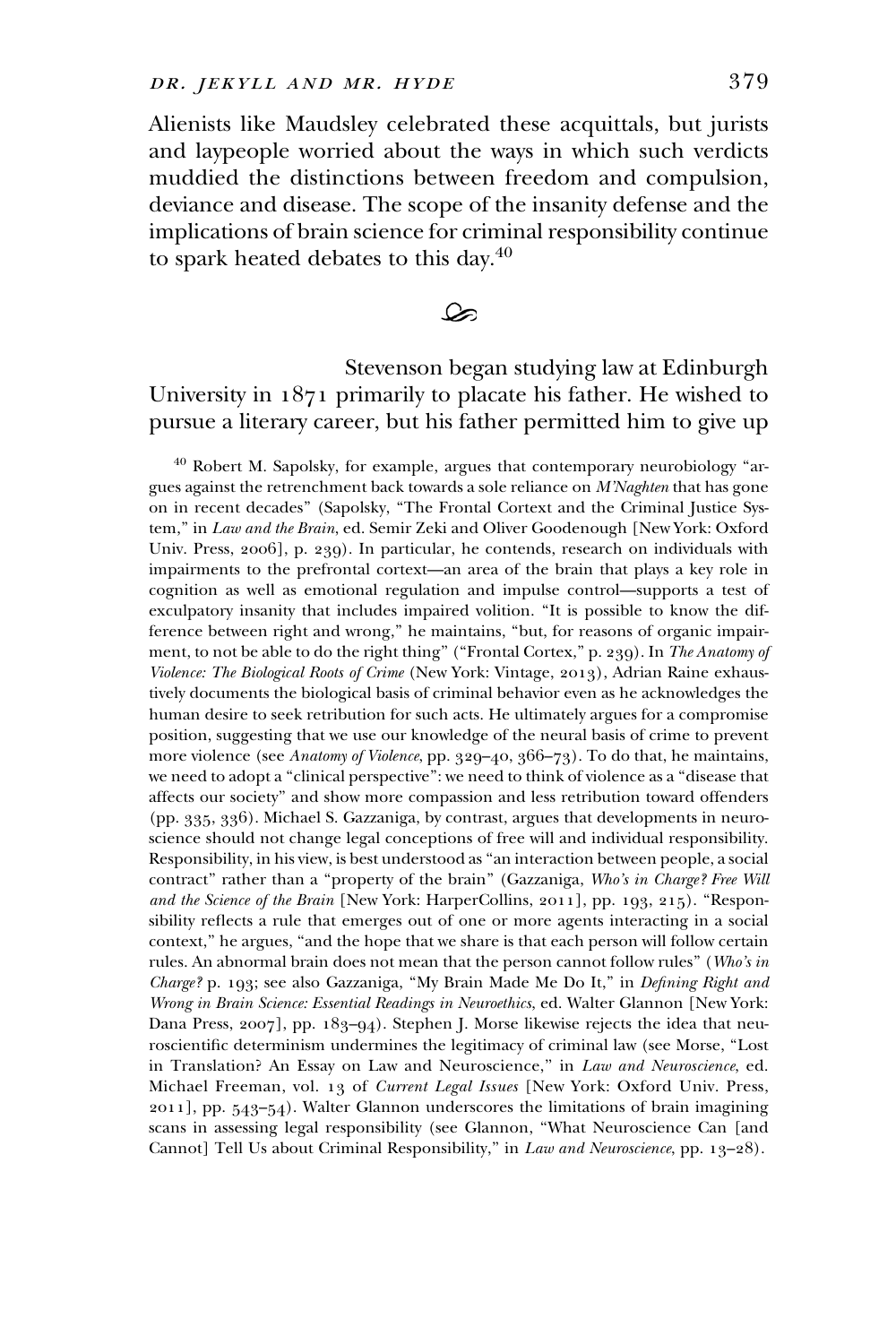Alienists like Maudsley celebrated these acquittals, but jurists and laypeople worried about the ways in which such verdicts muddied the distinctions between freedom and compulsion, deviance and disease. The scope of the insanity defense and the implications of brain science for criminal responsibility continue to spark heated debates to this day.[40]

Stevenson began studying law at Edinburgh University in 1871 primarily to placate his father. He wished to pursue a literary career, but his father permitted him to give up

[40] Robert M. Sapolsky, for example, argues that contemporary neurobiology "argues against the retrenchment back towards a sole reliance on *M'Naghten* that has gone on in recent decades" (Sapolsky, "The Frontal Cortext and the Criminal Justice System," in *Law and the Brain*, ed. Semir Zeki and Oliver Goodenough [New York: Oxford Univ. Press, 2006], p. 239). In particular, he contends, research on individuals with impairments to the prefrontal cortex—an area of the brain that plays a key role in cognition as well as emotional regulation and impulse control—supports a test of exculpatory insanity that includes impaired volition. "It is possible to know the difference between right and wrong," he maintains, "but, for reasons of organic impairment, to not be able to do the right thing" ("Frontal Cortex," p. 239). In *The Anatomy of Violence: The Biological Roots of Crime* (New York: Vintage, 2013), Adrian Raine exhaustively documents the biological basis of criminal behavior even as he acknowledges the human desire to seek retribution for such acts. He ultimately argues for a compromise position, suggesting that we use our knowledge of the neural basis of crime to prevent more violence (see *Anatomy of Violence*, pp. 329–40, 366–73). To do that, he maintains, we need to adopt a "clinical perspective": we need to think of violence as a "disease that affects our society" and show more compassion and less retribution toward offenders (pp. 335, 336). Michael S. Gazzaniga, by contrast, argues that developments in neuroscience should not change legal conceptions of free will and individual responsibility. Responsibility, in his view, is best understood as "an interaction between people, a social contract" rather than a "property of the brain" (Gazzaniga, *Who's in Charge? Free Will and the Science of the Brain* [New York: HarperCollins, 2011], pp. 193, 215). "Responsibility reflects a rule that emerges out of one or more agents interacting in a social context," he argues, "and the hope that we share is that each person will follow certain rules. An abnormal brain does not mean that the person cannot follow rules" (*Who's in Charge?* p. 193; see also Gazzaniga, "My Brain Made Me Do It," in *Defining Right and Wrong in Brain Science: Essential Readings in Neuroethics*, ed. Walter Glannon [New York: Dana Press, 2007], pp. 183–94). Stephen J. Morse likewise rejects the idea that neuroscientific determinism undermines the legitimacy of criminal law (see Morse, "Lost in Translation? An Essay on Law and Neuroscience," in *Law and Neuroscience*, ed. Michael Freeman, vol. 13 of *Current Legal Issues* [New York: Oxford Univ. Press, 2011], pp. 543–54). Walter Glannon underscores the limitations of brain imagining scans in assessing legal responsibility (see Glannon, "What Neuroscience Can [and Cannot] Tell Us about Criminal Responsibility," in *Law and Neuroscience*, pp. 13–28).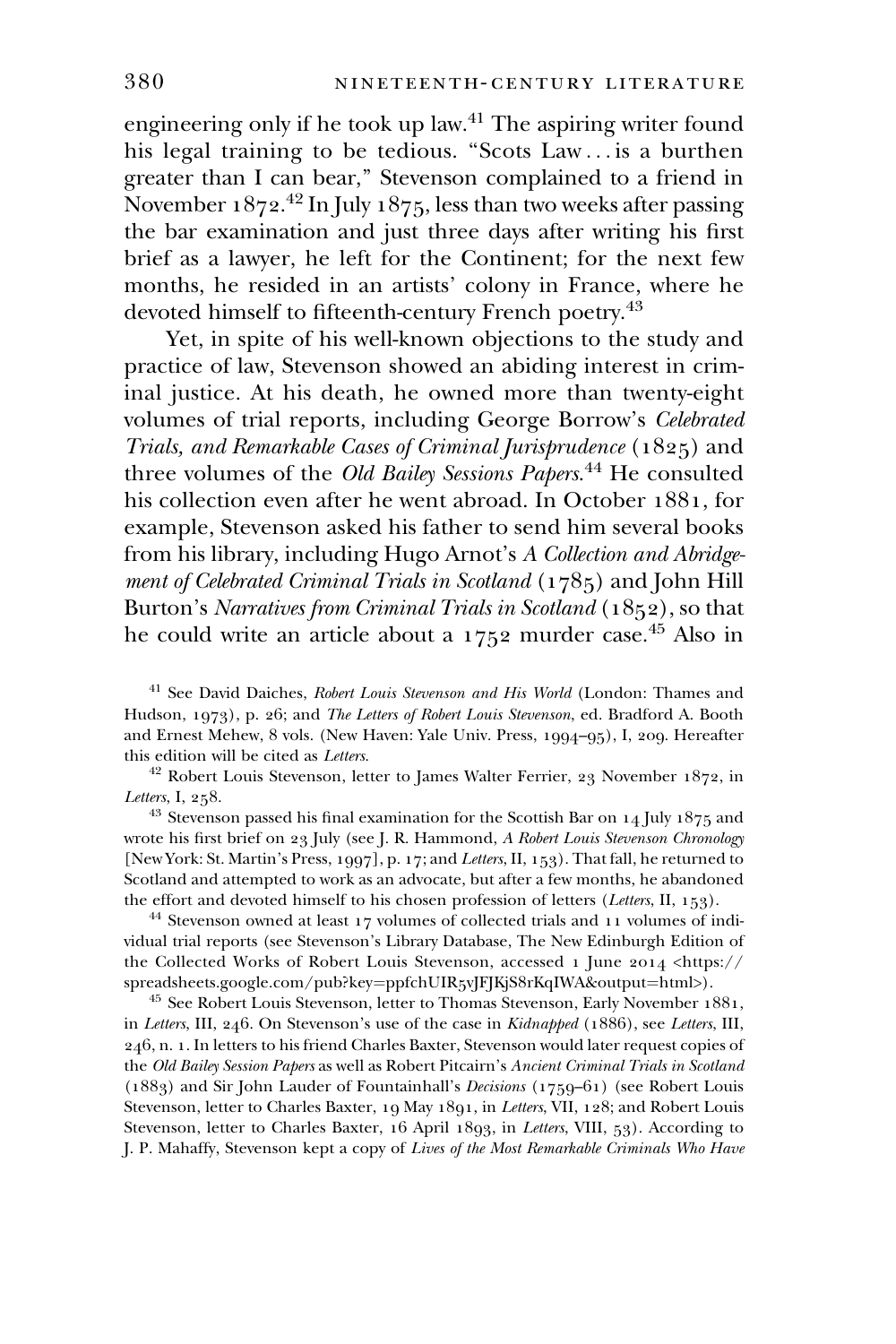engineering only if he took up law.[41] The aspiring writer found his legal training to be tedious. "Scots Law . . . is a burthen greater than I can bear," Stevenson complained to a friend in November 1872.[42] In July 1875, less than two weeks after passing the bar examination and just three days after writing his first brief as a lawyer, he left for the Continent; for the next few months, he resided in an artists' colony in France, where he devoted himself to fifteenth-century French poetry.[43]

Yet, in spite of his well-known objections to the study and practice of law, Stevenson showed an abiding interest in criminal justice. At his death, he owned more than twenty-eight volumes of trial reports, including George Borrow's *Celebrated Trials, and Remarkable Cases of Criminal Jurisprudence* (1825) and three volumes of the *Old Bailey Sessions Papers*.[44] He consulted his collection even after he went abroad. In October 1881, for example, Stevenson asked his father to send him several books from his library, including Hugo Arnot's *A Collection and Abridgement of Celebrated Criminal Trials in Scotland* (1785) and John Hill Burton's *Narratives from Criminal Trials in Scotland* (1852), so that he could write an article about a 1752 murder case.[45] Also in

[41] See David Daiches, *Robert Louis Stevenson and His World* (London: Thames and Hudson, 1973), p. 26; and *The Letters of Robert Louis Stevenson*, ed. Bradford A. Booth and Ernest Mehew, 8 vols. (New Haven: Yale Univ. Press, 1994–95), I, 209. Hereafter this edition will be cited as *Letters*.

[42] Robert Louis Stevenson, letter to James Walter Ferrier, 23 November 1872, in *Letters*, I, 258.

[43] Stevenson passed his final examination for the Scottish Bar on 14 July 1875 and wrote his first brief on 23 July (see J. R. Hammond, *A Robert Louis Stevenson Chronology* [New York: St. Martin's Press, 1997], p. 17; and *Letters*, II, 153). That fall, he returned to Scotland and attempted to work as an advocate, but after a few months, he abandoned the effort and devoted himself to his chosen profession of letters (*Letters*, II, 153).

[44] Stevenson owned at least 17 volumes of collected trials and 11 volumes of individual trial reports (see Stevenson's Library Database, The New Edinburgh Edition of the Collected Works of Robert Louis Stevenson, accessed 1 June 2014 <https://spreadsheets.google.com/pub?key=ppfchUIR5vJFJKjS8rKqIWA&output=html>).

[45] See Robert Louis Stevenson, letter to Thomas Stevenson, Early November 1881, in *Letters*, III, 246. On Stevenson's use of the case in *Kidnapped* (1886), see *Letters*, III, 246, n. 1. In letters to his friend Charles Baxter, Stevenson would later request copies of the *Old Bailey Session Papers* as well as Robert Pitcairn's *Ancient Criminal Trials in Scotland* (1883) and Sir John Lauder of Fountainhall's *Decisions* (1759–61) (see Robert Louis Stevenson, letter to Charles Baxter, 19 May 1891, in *Letters*, VII, 128; and Robert Louis Stevenson, letter to Charles Baxter, 16 April 1893, in *Letters*, VIII, 53). According to J. P. Mahaffy, Stevenson kept a copy of *Lives of the Most Remarkable Criminals Who Have*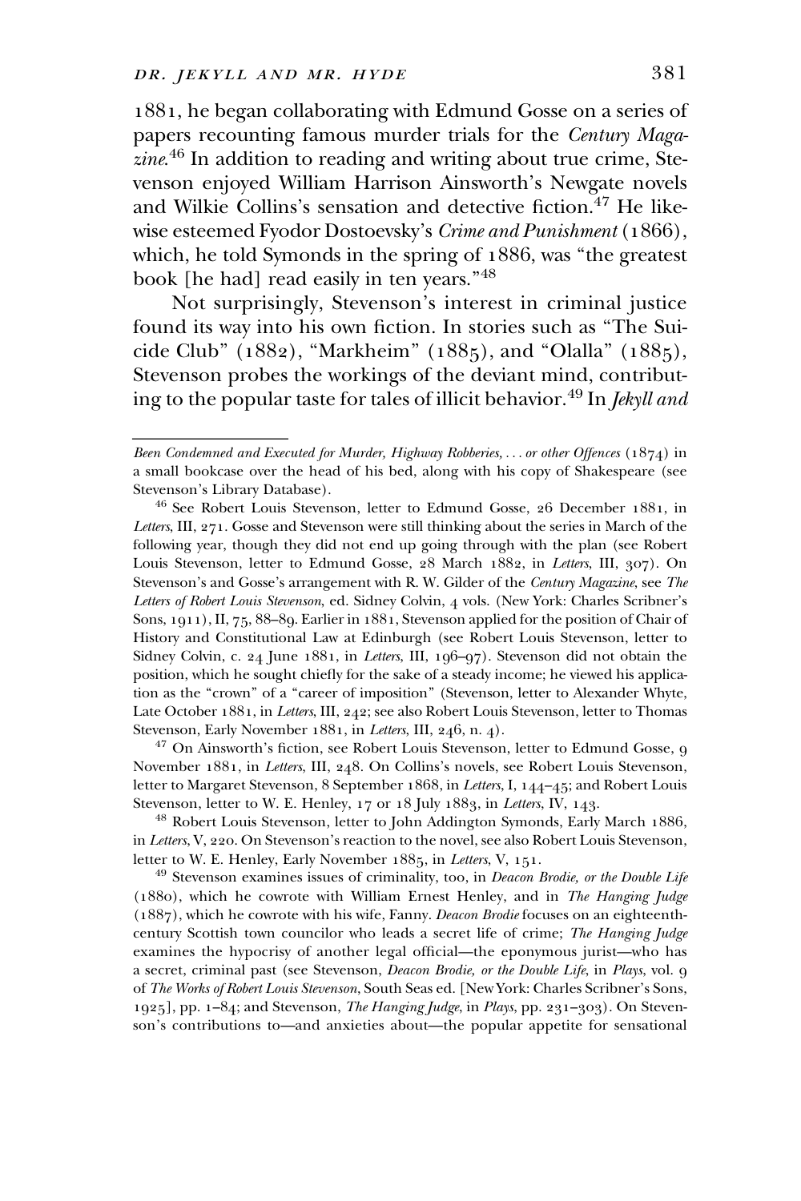1881, he began collaborating with Edmund Gosse on a series of papers recounting famous murder trials for the *Century Magazine*.[46] In addition to reading and writing about true crime, Stevenson enjoyed William Harrison Ainsworth's Newgate novels and Wilkie Collins's sensation and detective fiction.[47] He likewise esteemed Fyodor Dostoevsky's *Crime and Punishment* (1866), which, he told Symonds in the spring of 1886, was "the greatest book [he had] read easily in ten years."[48]

Not surprisingly, Stevenson's interest in criminal justice found its way into his own fiction. In stories such as "The Suicide Club" (1882), "Markheim" (1885), and "Olalla" (1885), Stevenson probes the workings of the deviant mind, contributing to the popular taste for tales of illicit behavior.[49] In *Jekyll and*

---

*Been Condemned and Executed for Murder, Highway Robberies, . . . or other Offences* (1874) in a small bookcase over the head of his bed, along with his copy of Shakespeare (see Stevenson's Library Database).

[46] See Robert Louis Stevenson, letter to Edmund Gosse, 26 December 1881, in *Letters*, III, 271. Gosse and Stevenson were still thinking about the series in March of the following year, though they did not end up going through with the plan (see Robert Louis Stevenson, letter to Edmund Gosse, 28 March 1882, in *Letters*, III, 307). On Stevenson's and Gosse's arrangement with R. W. Gilder of the *Century Magazine*, see *The Letters of Robert Louis Stevenson*, ed. Sidney Colvin, 4 vols. (New York: Charles Scribner's Sons, 1911), II, 75, 88–89. Earlier in 1881, Stevenson applied for the position of Chair of History and Constitutional Law at Edinburgh (see Robert Louis Stevenson, letter to Sidney Colvin, c. 24 June 1881, in *Letters*, III, 196–97). Stevenson did not obtain the position, which he sought chiefly for the sake of a steady income; he viewed his application as the "crown" of a "career of imposition" (Stevenson, letter to Alexander Whyte, Late October 1881, in *Letters*, III, 242; see also Robert Louis Stevenson, letter to Thomas Stevenson, Early November 1881, in *Letters*, III, 246, n. 4).

[47] On Ainsworth's fiction, see Robert Louis Stevenson, letter to Edmund Gosse, 9 November 1881, in *Letters*, III, 248. On Collins's novels, see Robert Louis Stevenson, letter to Margaret Stevenson, 8 September 1868, in *Letters*, I, 144–45; and Robert Louis Stevenson, letter to W. E. Henley, 17 or 18 July 1883, in *Letters*, IV, 143.

[48] Robert Louis Stevenson, letter to John Addington Symonds, Early March 1886, in *Letters*, V, 220. On Stevenson's reaction to the novel, see also Robert Louis Stevenson, letter to W. E. Henley, Early November 1885, in *Letters*, V, 151.

[49] Stevenson examines issues of criminality, too, in *Deacon Brodie, or the Double Life* (1880), which he cowrote with William Ernest Henley, and in *The Hanging Judge* (1887), which he cowrote with his wife, Fanny. *Deacon Brodie* focuses on an eighteenth-century Scottish town councilor who leads a secret life of crime; *The Hanging Judge* examines the hypocrisy of another legal official—the eponymous jurist—who has a secret, criminal past (see Stevenson, *Deacon Brodie, or the Double Life*, in *Plays*, vol. 9 of *The Works of Robert Louis Stevenson*, South Seas ed. [New York: Charles Scribner's Sons, 1925], pp. 1–84; and Stevenson, *The Hanging Judge*, in *Plays*, pp. 231–303). On Stevenson's contributions to—and anxieties about—the popular appetite for sensational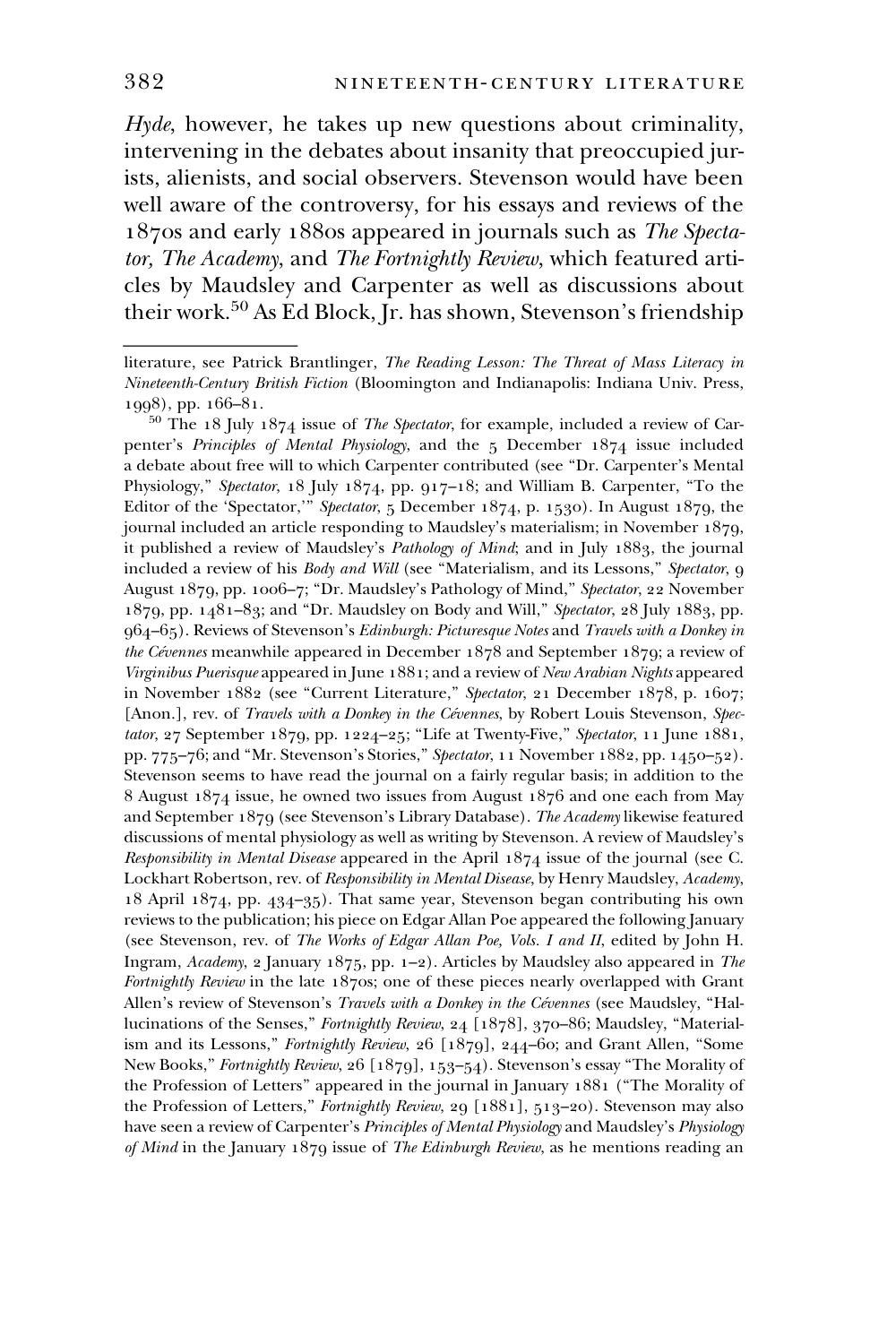*Hyde*, however, he takes up new questions about criminality, intervening in the debates about insanity that preoccupied jurists, alienists, and social observers. Stevenson would have been well aware of the controversy, for his essays and reviews of the 1870s and early 1880s appeared in journals such as *The Spectator, The Academy*, and *The Fortnightly Review*, which featured articles by Maudsley and Carpenter as well as discussions about their work.[50] As Ed Block, Jr. has shown, Stevenson's friendship

---

literature, see Patrick Brantlinger, *The Reading Lesson: The Threat of Mass Literacy in Nineteenth-Century British Fiction* (Bloomington and Indianapolis: Indiana Univ. Press, 1998), pp. 166–81.

[50] The 18 July 1874 issue of *The Spectator*, for example, included a review of Carpenter's *Principles of Mental Physiology*, and the 5 December 1874 issue included a debate about free will to which Carpenter contributed (see "Dr. Carpenter's Mental Physiology," *Spectator*, 18 July 1874, pp. 917–18; and William B. Carpenter, "To the Editor of the 'Spectator,'" *Spectator*, 5 December 1874, p. 1530). In August 1879, the journal included an article responding to Maudsley's materialism; in November 1879, it published a review of Maudsley's *Pathology of Mind*; and in July 1883, the journal included a review of his *Body and Will* (see "Materialism, and its Lessons," *Spectator*, 9 August 1879, pp. 1006–7; "Dr. Maudsley's Pathology of Mind," *Spectator*, 22 November 1879, pp. 1481–83; and "Dr. Maudsley on Body and Will," *Spectator*, 28 July 1883, pp. 964–65). Reviews of Stevenson's *Edinburgh: Picturesque Notes* and *Travels with a Donkey in the Cévennes* meanwhile appeared in December 1878 and September 1879; a review of *Virginibus Puerisque* appeared in June 1881; and a review of *New Arabian Nights* appeared in November 1882 (see "Current Literature," *Spectator*, 21 December 1878, p. 1607; [Anon.], rev. of *Travels with a Donkey in the Cévennes*, by Robert Louis Stevenson, *Spectator*, 27 September 1879, pp. 1224–25; "Life at Twenty-Five," *Spectator*, 11 June 1881, pp. 775–76; and "Mr. Stevenson's Stories," *Spectator*, 11 November 1882, pp. 1450–52). Stevenson seems to have read the journal on a fairly regular basis; in addition to the 8 August 1874 issue, he owned two issues from August 1876 and one each from May and September 1879 (see Stevenson's Library Database). *The Academy* likewise featured discussions of mental physiology as well as writing by Stevenson. A review of Maudsley's *Responsibility in Mental Disease* appeared in the April 1874 issue of the journal (see C. Lockhart Robertson, rev. of *Responsibility in Mental Disease*, by Henry Maudsley, *Academy*, 18 April 1874, pp. 434–35). That same year, Stevenson began contributing his own reviews to the publication; his piece on Edgar Allan Poe appeared the following January (see Stevenson, rev. of *The Works of Edgar Allan Poe, Vols. I and II*, edited by John H. Ingram, *Academy*, 2 January 1875, pp. 1–2). Articles by Maudsley also appeared in *The Fortnightly Review* in the late 1870s; one of these pieces nearly overlapped with Grant Allen's review of Stevenson's *Travels with a Donkey in the Cévennes* (see Maudsley, "Hallucinations of the Senses," *Fortnightly Review*, 24 [1878], 370–86; Maudsley, "Materialism and its Lessons," *Fortnightly Review*, 26 [1879], 244–60; and Grant Allen, "Some New Books," *Fortnightly Review*, 26 [1879], 153–54). Stevenson's essay "The Morality of the Profession of Letters" appeared in the journal in January 1881 ("The Morality of the Profession of Letters," *Fortnightly Review*, 29 [1881], 513–20). Stevenson may also have seen a review of Carpenter's *Principles of Mental Physiology* and Maudsley's *Physiology of Mind* in the January 1879 issue of *The Edinburgh Review*, as he mentions reading an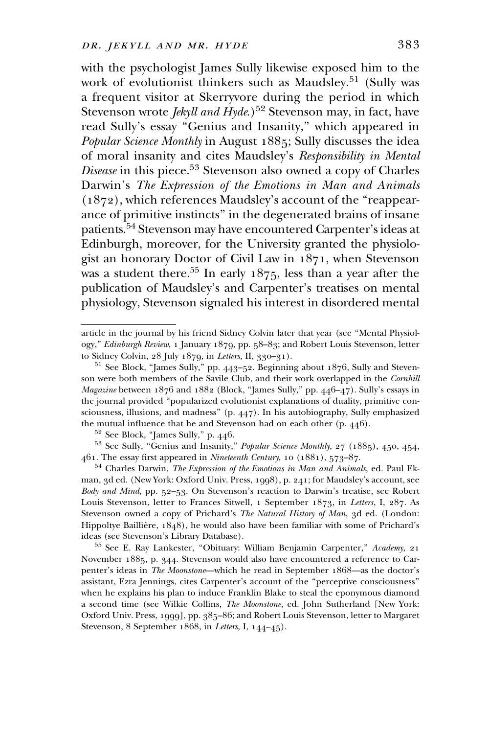with the psychologist James Sully likewise exposed him to the work of evolutionist thinkers such as Maudsley.[51] (Sully was a frequent visitor at Skerryvore during the period in which Stevenson wrote *Jekyll and Hyde*.)[52] Stevenson may, in fact, have read Sully's essay "Genius and Insanity," which appeared in *Popular Science Monthly* in August 1885; Sully discusses the idea of moral insanity and cites Maudsley's *Responsibility in Mental Disease* in this piece.[53] Stevenson also owned a copy of Charles Darwin's *The Expression of the Emotions in Man and Animals* (1872), which references Maudsley's account of the "reappearance of primitive instincts" in the degenerated brains of insane patients.[54] Stevenson may have encountered Carpenter's ideas at Edinburgh, moreover, for the University granted the physiologist an honorary Doctor of Civil Law in 1871, when Stevenson was a student there.[55] In early 1875, less than a year after the publication of Maudsley's and Carpenter's treatises on mental physiology, Stevenson signaled his interest in disordered mental

---

article in the journal by his friend Sidney Colvin later that year (see "Mental Physiology," *Edinburgh Review*, 1 January 1879, pp. 58–83; and Robert Louis Stevenson, letter to Sidney Colvin, 28 July 1879, in *Letters*, II, 330–31).

[51] See Block, "James Sully," pp. 443–52. Beginning about 1876, Sully and Stevenson were both members of the Savile Club, and their work overlapped in the *Cornhill Magazine* between 1876 and 1882 (Block, "James Sully," pp. 446–47). Sully's essays in the journal provided "popularized evolutionist explanations of duality, primitive consciousness, illusions, and madness" (p. 447). In his autobiography, Sully emphasized the mutual influence that he and Stevenson had on each other (p. 446).

[52] See Block, "James Sully," p. 446.

[53] See Sully, "Genius and Insanity," *Popular Science Monthly*, 27 (1885), 450, 454, 461. The essay first appeared in *Nineteenth Century*, 10 (1881), 573–87.

[54] Charles Darwin, *The Expression of the Emotions in Man and Animals*, ed. Paul Ekman, 3d ed. (New York: Oxford Univ. Press, 1998), p. 241; for Maudsley's account, see *Body and Mind*, pp. 52–53. On Stevenson's reaction to Darwin's treatise, see Robert Louis Stevenson, letter to Frances Sitwell, 1 September 1873, in *Letters*, I, 287. As Stevenson owned a copy of Prichard's *The Natural History of Man*, 3d ed. (London: Hippoltye Baillière, 1848), he would also have been familiar with some of Prichard's ideas (see Stevenson's Library Database).

[55] See E. Ray Lankester, "Obituary: William Benjamin Carpenter," *Academy*, 21 November 1885, p. 344. Stevenson would also have encountered a reference to Carpenter's ideas in *The Moonstone*—which he read in September 1868—as the doctor's assistant, Ezra Jennings, cites Carpenter's account of the "perceptive consciousness" when he explains his plan to induce Franklin Blake to steal the eponymous diamond a second time (see Wilkie Collins, *The Moonstone*, ed. John Sutherland [New York: Oxford Univ. Press, 1999], pp. 385–86; and Robert Louis Stevenson, letter to Margaret Stevenson, 8 September 1868, in *Letters*, I, 144–45).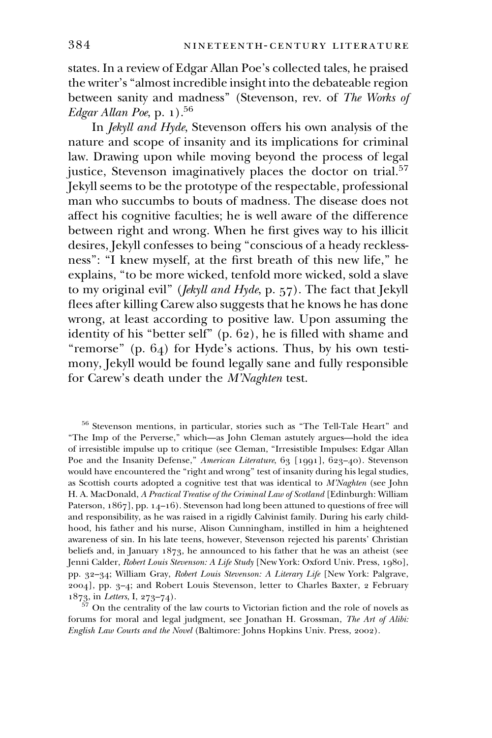states. In a review of Edgar Allan Poe's collected tales, he praised the writer's "almost incredible insight into the debateable region between sanity and madness" (Stevenson, rev. of *The Works of Edgar Allan Poe*, p. 1).[56]

In *Jekyll and Hyde*, Stevenson offers his own analysis of the nature and scope of insanity and its implications for criminal law. Drawing upon while moving beyond the process of legal justice, Stevenson imaginatively places the doctor on trial.[57] Jekyll seems to be the prototype of the respectable, professional man who succumbs to bouts of madness. The disease does not affect his cognitive faculties; he is well aware of the difference between right and wrong. When he first gives way to his illicit desires, Jekyll confesses to being "conscious of a heady recklessness": "I knew myself, at the first breath of this new life," he explains, "to be more wicked, tenfold more wicked, sold a slave to my original evil" (*Jekyll and Hyde*, p. 57). The fact that Jekyll flees after killing Carew also suggests that he knows he has done wrong, at least according to positive law. Upon assuming the identity of his "better self" (p. 62), he is filled with shame and "remorse" (p. 64) for Hyde's actions. Thus, by his own testimony, Jekyll would be found legally sane and fully responsible for Carew's death under the *M'Naghten* test.

[56] Stevenson mentions, in particular, stories such as "The Tell-Tale Heart" and "The Imp of the Perverse," which—as John Cleman astutely argues—hold the idea of irresistible impulse up to critique (see Cleman, "Irresistible Impulses: Edgar Allan Poe and the Insanity Defense," *American Literature*, 63 [1991], 623–40). Stevenson would have encountered the "right and wrong" test of insanity during his legal studies, as Scottish courts adopted a cognitive test that was identical to *M'Naghten* (see John H. A. MacDonald, *A Practical Treatise of the Criminal Law of Scotland* [Edinburgh: William Paterson, 1867], pp. 14–16). Stevenson had long been attuned to questions of free will and responsibility, as he was raised in a rigidly Calvinist family. During his early childhood, his father and his nurse, Alison Cunningham, instilled in him a heightened awareness of sin. In his late teens, however, Stevenson rejected his parents' Christian beliefs and, in January 1873, he announced to his father that he was an atheist (see Jenni Calder, *Robert Louis Stevenson: A Life Study* [New York: Oxford Univ. Press, 1980], pp. 32–34; William Gray, *Robert Louis Stevenson: A Literary Life* [New York: Palgrave, 2004], pp. 3–4; and Robert Louis Stevenson, letter to Charles Baxter, 2 February 1873, in *Letters*, I, 273–74).

[57] On the centrality of the law courts to Victorian fiction and the role of novels as forums for moral and legal judgment, see Jonathan H. Grossman, *The Art of Alibi: English Law Courts and the Novel* (Baltimore: Johns Hopkins Univ. Press, 2002).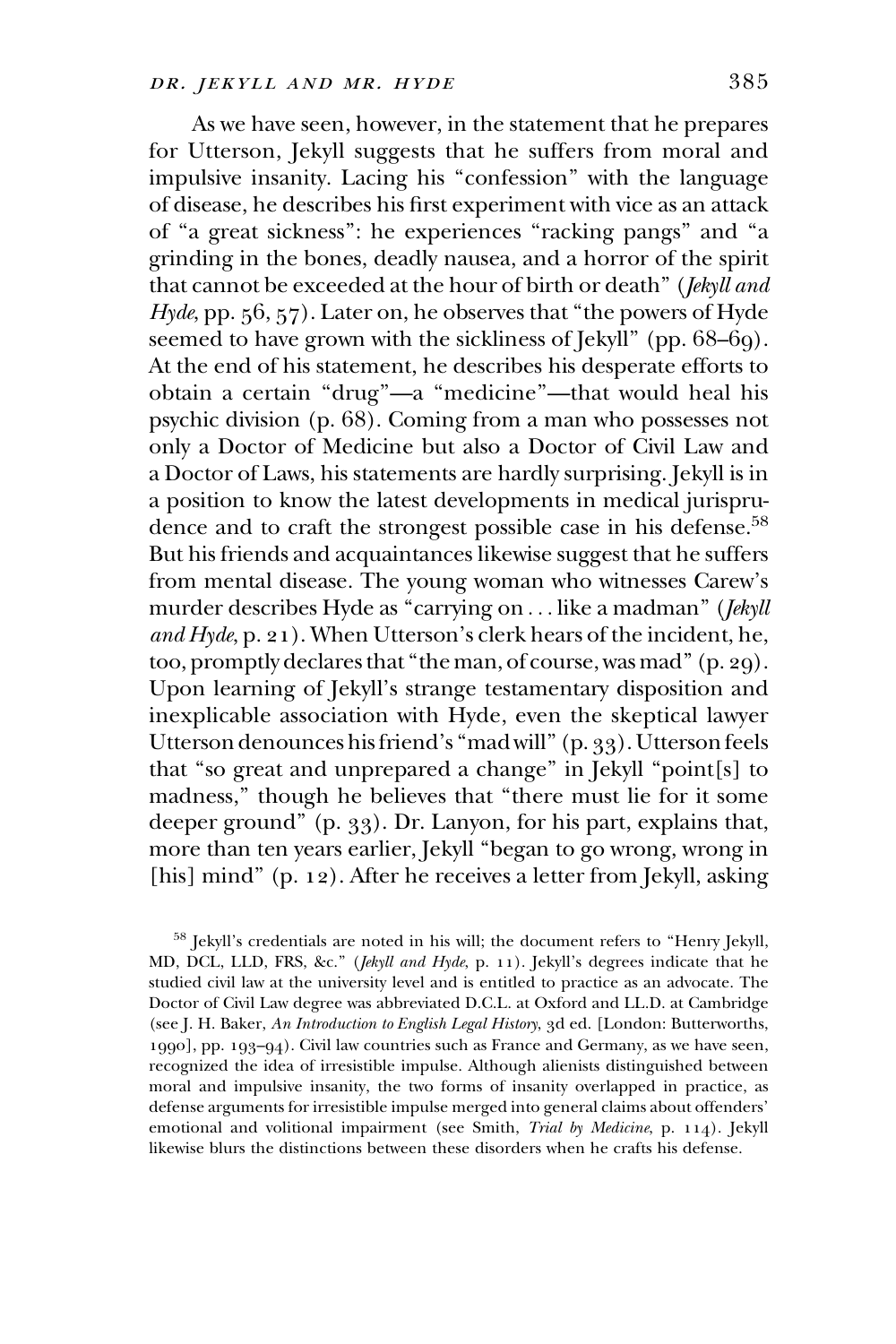As we have seen, however, in the statement that he prepares for Utterson, Jekyll suggests that he suffers from moral and impulsive insanity. Lacing his "confession" with the language of disease, he describes his first experiment with vice as an attack of "a great sickness": he experiences "racking pangs" and "a grinding in the bones, deadly nausea, and a horror of the spirit that cannot be exceeded at the hour of birth or death" (*Jekyll and Hyde*, pp. 56, 57). Later on, he observes that "the powers of Hyde seemed to have grown with the sickliness of Jekyll" (pp. 68–69). At the end of his statement, he describes his desperate efforts to obtain a certain "drug"—a "medicine"—that would heal his psychic division (p. 68). Coming from a man who possesses not only a Doctor of Medicine but also a Doctor of Civil Law and a Doctor of Laws, his statements are hardly surprising. Jekyll is in a position to know the latest developments in medical jurisprudence and to craft the strongest possible case in his defense.[58] But his friends and acquaintances likewise suggest that he suffers from mental disease. The young woman who witnesses Carew's murder describes Hyde as "carrying on . . . like a madman" (*Jekyll and Hyde*, p. 21). When Utterson's clerk hears of the incident, he, too, promptly declares that "the man, of course, was mad" (p. 29). Upon learning of Jekyll's strange testamentary disposition and inexplicable association with Hyde, even the skeptical lawyer Utterson denounces his friend's "mad will" (p. 33). Utterson feels that "so great and unprepared a change" in Jekyll "point[s] to madness," though he believes that "there must lie for it some deeper ground" (p. 33). Dr. Lanyon, for his part, explains that, more than ten years earlier, Jekyll "began to go wrong, wrong in [his] mind" (p. 12). After he receives a letter from Jekyll, asking

[58] Jekyll's credentials are noted in his will; the document refers to "Henry Jekyll, MD, DCL, LLD, FRS, &c." (*Jekyll and Hyde*, p. 11). Jekyll's degrees indicate that he studied civil law at the university level and is entitled to practice as an advocate. The Doctor of Civil Law degree was abbreviated D.C.L. at Oxford and LL.D. at Cambridge (see J. H. Baker, *An Introduction to English Legal History*, 3d ed. [London: Butterworths, 1990], pp. 193–94). Civil law countries such as France and Germany, as we have seen, recognized the idea of irresistible impulse. Although alienists distinguished between moral and impulsive insanity, the two forms of insanity overlapped in practice, as defense arguments for irresistible impulse merged into general claims about offenders' emotional and volitional impairment (see Smith, *Trial by Medicine*, p. 114). Jekyll likewise blurs the distinctions between these disorders when he crafts his defense.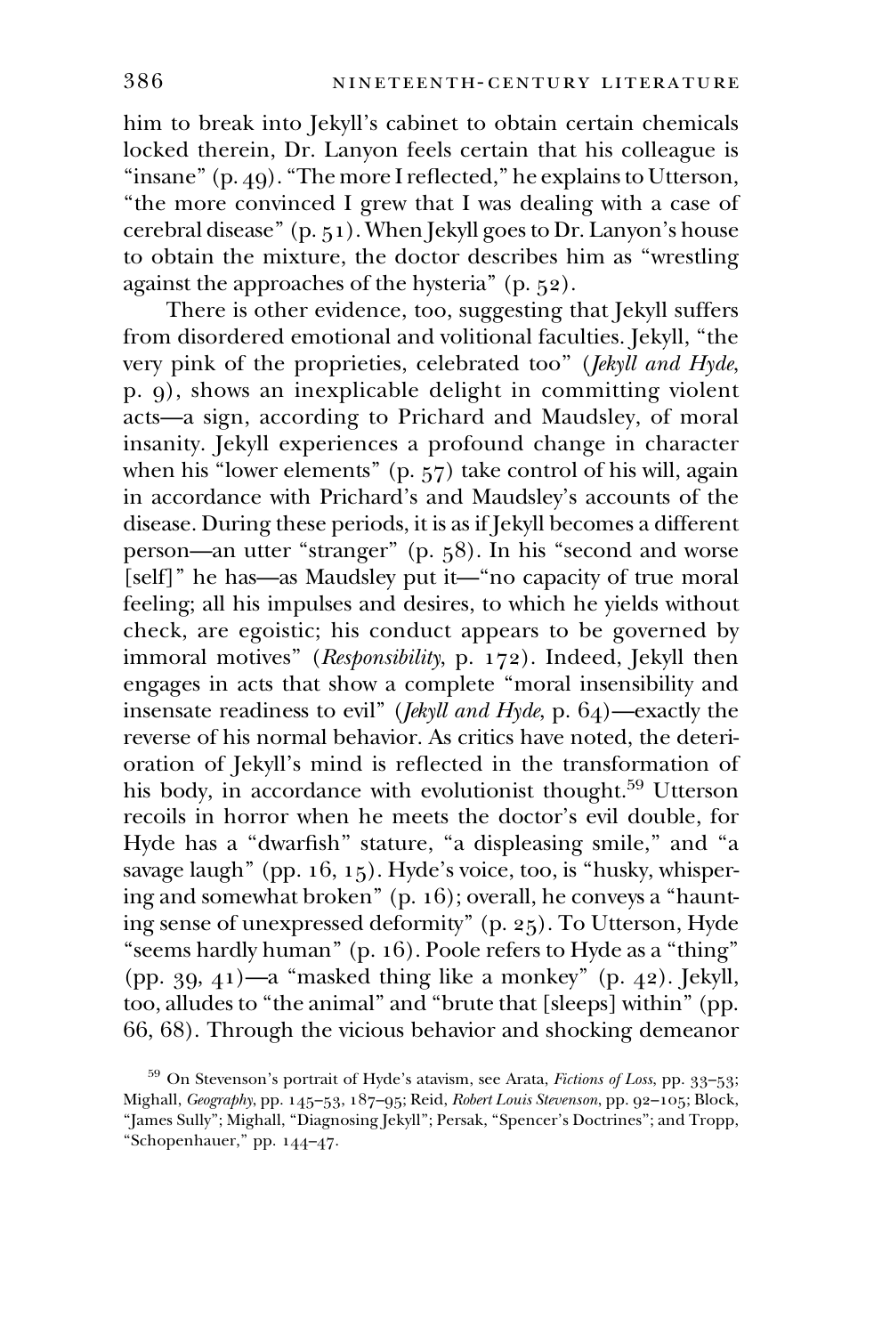him to break into Jekyll's cabinet to obtain certain chemicals locked therein, Dr. Lanyon feels certain that his colleague is "insane" (p. 49). "The more I reflected," he explains to Utterson, "the more convinced I grew that I was dealing with a case of cerebral disease" (p. 51). When Jekyll goes to Dr. Lanyon's house to obtain the mixture, the doctor describes him as "wrestling against the approaches of the hysteria" (p. 52).

There is other evidence, too, suggesting that Jekyll suffers from disordered emotional and volitional faculties. Jekyll, "the very pink of the proprieties, celebrated too" (*Jekyll and Hyde*, p. 9), shows an inexplicable delight in committing violent acts—a sign, according to Prichard and Maudsley, of moral insanity. Jekyll experiences a profound change in character when his "lower elements" (p. 57) take control of his will, again in accordance with Prichard's and Maudsley's accounts of the disease. During these periods, it is as if Jekyll becomes a different person—an utter "stranger" (p. 58). In his "second and worse [self]" he has—as Maudsley put it—"no capacity of true moral feeling; all his impulses and desires, to which he yields without check, are egoistic; his conduct appears to be governed by immoral motives" (*Responsibility*, p. 172). Indeed, Jekyll then engages in acts that show a complete "moral insensibility and insensate readiness to evil" (*Jekyll and Hyde*, p. 64)—exactly the reverse of his normal behavior. As critics have noted, the deterioration of Jekyll's mind is reflected in the transformation of his body, in accordance with evolutionist thought.[59] Utterson recoils in horror when he meets the doctor's evil double, for Hyde has a "dwarfish" stature, "a displeasing smile," and "a savage laugh" (pp. 16, 15). Hyde's voice, too, is "husky, whispering and somewhat broken" (p. 16); overall, he conveys a "haunting sense of unexpressed deformity" (p. 25). To Utterson, Hyde "seems hardly human" (p. 16). Poole refers to Hyde as a "thing" (pp. 39, 41)—a "masked thing like a monkey" (p. 42). Jekyll, too, alludes to "the animal" and "brute that [sleeps] within" (pp. 66, 68). Through the vicious behavior and shocking demeanor

[59] On Stevenson's portrait of Hyde's atavism, see Arata, *Fictions of Loss*, pp. 33–53; Mighall, *Geography*, pp. 145–53, 187–95; Reid, *Robert Louis Stevenson*, pp. 92–105; Block, "James Sully"; Mighall, "Diagnosing Jekyll"; Persak, "Spencer's Doctrines"; and Tropp, "Schopenhauer," pp. 144–47.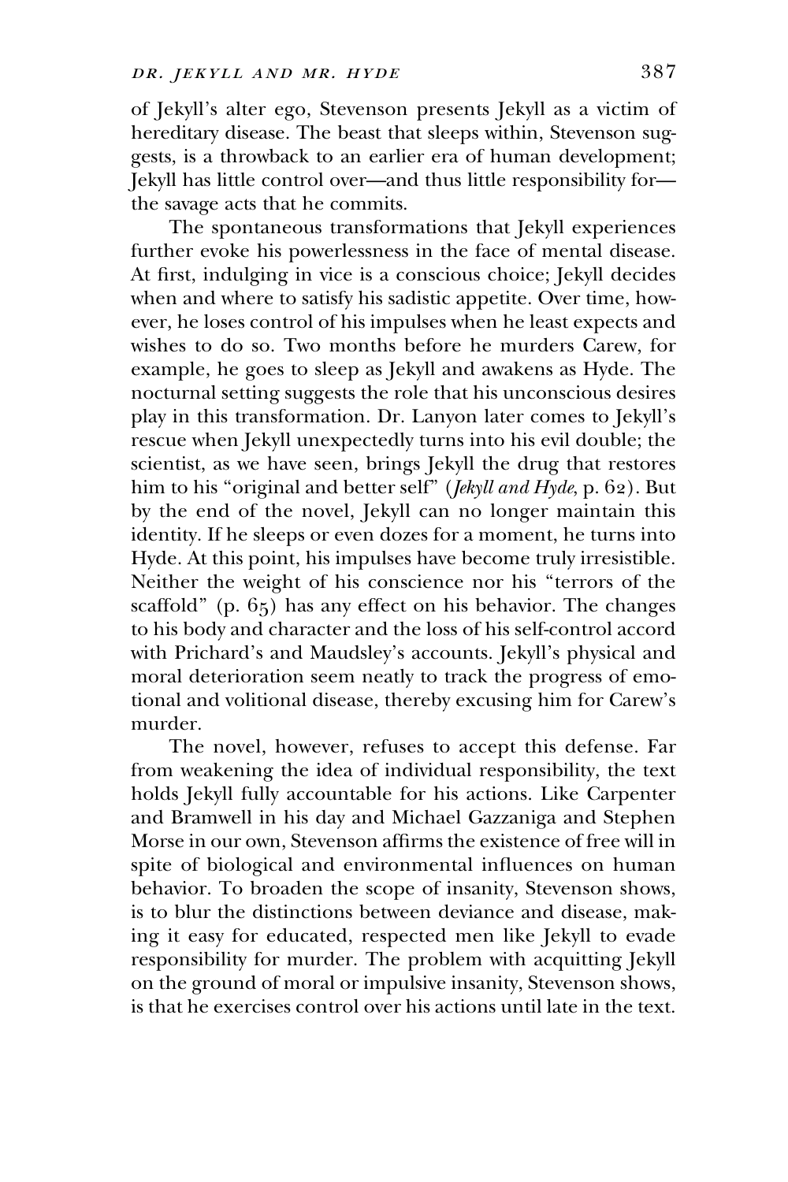of Jekyll's alter ego, Stevenson presents Jekyll as a victim of hereditary disease. The beast that sleeps within, Stevenson suggests, is a throwback to an earlier era of human development; Jekyll has little control over—and thus little responsibility for—the savage acts that he commits.

The spontaneous transformations that Jekyll experiences further evoke his powerlessness in the face of mental disease. At first, indulging in vice is a conscious choice; Jekyll decides when and where to satisfy his sadistic appetite. Over time, however, he loses control of his impulses when he least expects and wishes to do so. Two months before he murders Carew, for example, he goes to sleep as Jekyll and awakens as Hyde. The nocturnal setting suggests the role that his unconscious desires play in this transformation. Dr. Lanyon later comes to Jekyll's rescue when Jekyll unexpectedly turns into his evil double; the scientist, as we have seen, brings Jekyll the drug that restores him to his "original and better self" (*Jekyll and Hyde*, p. 62). But by the end of the novel, Jekyll can no longer maintain this identity. If he sleeps or even dozes for a moment, he turns into Hyde. At this point, his impulses have become truly irresistible. Neither the weight of his conscience nor his "terrors of the scaffold" (p. 65) has any effect on his behavior. The changes to his body and character and the loss of his self-control accord with Prichard's and Maudsley's accounts. Jekyll's physical and moral deterioration seem neatly to track the progress of emotional and volitional disease, thereby excusing him for Carew's murder.

The novel, however, refuses to accept this defense. Far from weakening the idea of individual responsibility, the text holds Jekyll fully accountable for his actions. Like Carpenter and Bramwell in his day and Michael Gazzaniga and Stephen Morse in our own, Stevenson affirms the existence of free will in spite of biological and environmental influences on human behavior. To broaden the scope of insanity, Stevenson shows, is to blur the distinctions between deviance and disease, making it easy for educated, respected men like Jekyll to evade responsibility for murder. The problem with acquitting Jekyll on the ground of moral or impulsive insanity, Stevenson shows, is that he exercises control over his actions until late in the text.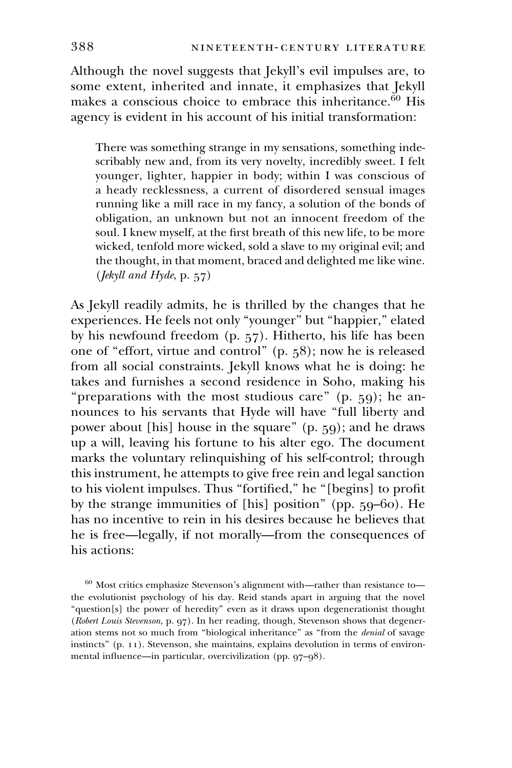Although the novel suggests that Jekyll's evil impulses are, to some extent, inherited and innate, it emphasizes that Jekyll makes a conscious choice to embrace this inheritance.[60] His agency is evident in his account of his initial transformation:

> There was something strange in my sensations, something indescribably new and, from its very novelty, incredibly sweet. I felt younger, lighter, happier in body; within I was conscious of a heady recklessness, a current of disordered sensual images running like a mill race in my fancy, a solution of the bonds of obligation, an unknown but not an innocent freedom of the soul. I knew myself, at the first breath of this new life, to be more wicked, tenfold more wicked, sold a slave to my original evil; and the thought, in that moment, braced and delighted me like wine. (*Jekyll and Hyde*, p. 57)

As Jekyll readily admits, he is thrilled by the changes that he experiences. He feels not only "younger" but "happier," elated by his newfound freedom (p. 57). Hitherto, his life has been one of "effort, virtue and control" (p. 58); now he is released from all social constraints. Jekyll knows what he is doing: he takes and furnishes a second residence in Soho, making his "preparations with the most studious care" (p. 59); he announces to his servants that Hyde will have "full liberty and power about [his] house in the square" (p. 59); and he draws up a will, leaving his fortune to his alter ego. The document marks the voluntary relinquishing of his self-control; through this instrument, he attempts to give free rein and legal sanction to his violent impulses. Thus "fortified," he "[begins] to profit by the strange immunities of [his] position" (pp. 59–60). He has no incentive to rein in his desires because he believes that he is free—legally, if not morally—from the consequences of his actions:

[60] Most critics emphasize Stevenson's alignment with—rather than resistance to—the evolutionist psychology of his day. Reid stands apart in arguing that the novel "question[s] the power of heredity" even as it draws upon degenerationist thought (*Robert Louis Stevenson*, p. 97). In her reading, though, Stevenson shows that degeneration stems not so much from "biological inheritance" as "from the *denial* of savage instincts" (p. 11). Stevenson, she maintains, explains devolution in terms of environmental influence—in particular, overcivilization (pp. 97–98).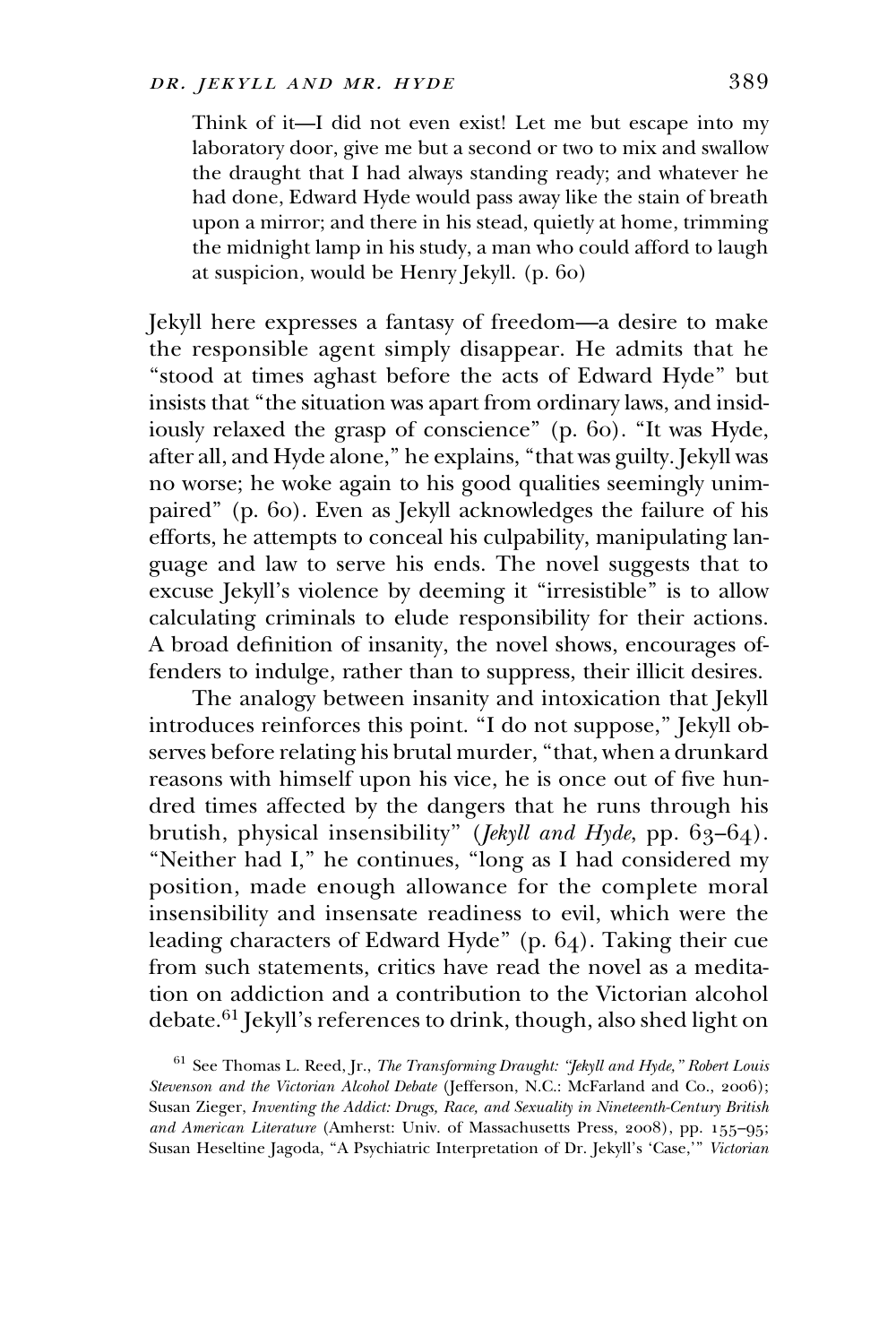> Think of it—I did not even exist! Let me but escape into my laboratory door, give me but a second or two to mix and swallow the draught that I had always standing ready; and whatever he had done, Edward Hyde would pass away like the stain of breath upon a mirror; and there in his stead, quietly at home, trimming the midnight lamp in his study, a man who could afford to laugh at suspicion, would be Henry Jekyll. (p. 60)

Jekyll here expresses a fantasy of freedom—a desire to make the responsible agent simply disappear. He admits that he "stood at times aghast before the acts of Edward Hyde" but insists that "the situation was apart from ordinary laws, and insidiously relaxed the grasp of conscience" (p. 60). "It was Hyde, after all, and Hyde alone," he explains, "that was guilty. Jekyll was no worse; he woke again to his good qualities seemingly unimpaired" (p. 60). Even as Jekyll acknowledges the failure of his efforts, he attempts to conceal his culpability, manipulating language and law to serve his ends. The novel suggests that to excuse Jekyll's violence by deeming it "irresistible" is to allow calculating criminals to elude responsibility for their actions. A broad definition of insanity, the novel shows, encourages offenders to indulge, rather than to suppress, their illicit desires.

The analogy between insanity and intoxication that Jekyll introduces reinforces this point. "I do not suppose," Jekyll observes before relating his brutal murder, "that, when a drunkard reasons with himself upon his vice, he is once out of five hundred times affected by the dangers that he runs through his brutish, physical insensibility" (*Jekyll and Hyde*, pp. 63–64). "Neither had I," he continues, "long as I had considered my position, made enough allowance for the complete moral insensibility and insensate readiness to evil, which were the leading characters of Edward Hyde" (p. 64). Taking their cue from such statements, critics have read the novel as a meditation on addiction and a contribution to the Victorian alcohol debate.[61] Jekyll's references to drink, though, also shed light on

[61] See Thomas L. Reed, Jr., *The Transforming Draught: "Jekyll and Hyde," Robert Louis Stevenson and the Victorian Alcohol Debate* (Jefferson, N.C.: McFarland and Co., 2006); Susan Zieger, *Inventing the Addict: Drugs, Race, and Sexuality in Nineteenth-Century British and American Literature* (Amherst: Univ. of Massachusetts Press, 2008), pp. 155–95; Susan Heseltine Jagoda, "A Psychiatric Interpretation of Dr. Jekyll's 'Case,'" *Victorian*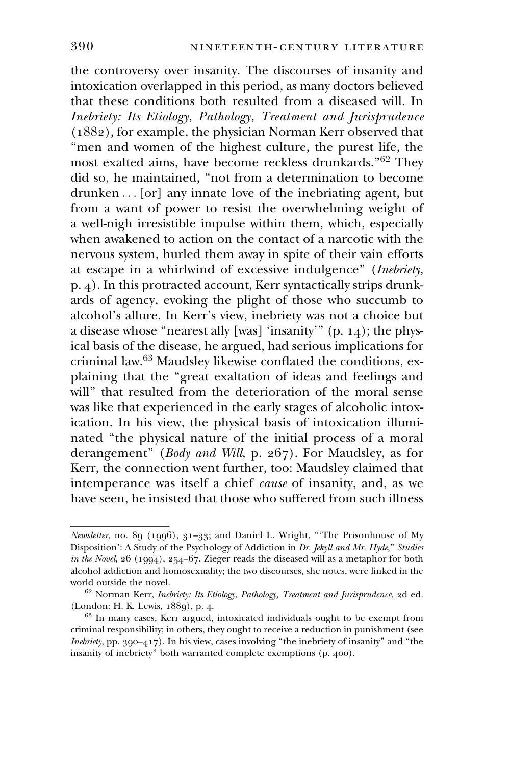the controversy over insanity. The discourses of insanity and intoxication overlapped in this period, as many doctors believed that these conditions both resulted from a diseased will. In *Inebriety: Its Etiology, Pathology, Treatment and Jurisprudence* (1882), for example, the physician Norman Kerr observed that "men and women of the highest culture, the purest life, the most exalted aims, have become reckless drunkards."[62] They did so, he maintained, "not from a determination to become drunken . . . [or] any innate love of the inebriating agent, but from a want of power to resist the overwhelming weight of a well-nigh irresistible impulse within them, which, especially when awakened to action on the contact of a narcotic with the nervous system, hurled them away in spite of their vain efforts at escape in a whirlwind of excessive indulgence" (*Inebriety*, p. 4). In this protracted account, Kerr syntactically strips drunkards of agency, evoking the plight of those who succumb to alcohol's allure. In Kerr's view, inebriety was not a choice but a disease whose "nearest ally [was] 'insanity'" (p. 14); the physical basis of the disease, he argued, had serious implications for criminal law.[63] Maudsley likewise conflated the conditions, explaining that the "great exaltation of ideas and feelings and will" that resulted from the deterioration of the moral sense was like that experienced in the early stages of alcoholic intoxication. In his view, the physical basis of intoxication illuminated "the physical nature of the initial process of a moral derangement" (*Body and Will*, p. 267). For Maudsley, as for Kerr, the connection went further, too: Maudsley claimed that intemperance was itself a chief *cause* of insanity, and, as we have seen, he insisted that those who suffered from such illness

---

*Newsletter*, no. 89 (1996), 31–33; and Daniel L. Wright, "'The Prisonhouse of My Disposition': A Study of the Psychology of Addiction in *Dr. Jekyll and Mr. Hyde*," *Studies in the Novel*, 26 (1994), 254–67. Zieger reads the diseased will as a metaphor for both alcohol addiction and homosexuality; the two discourses, she notes, were linked in the world outside the novel.

[62] Norman Kerr, *Inebriety: Its Etiology, Pathology, Treatment and Jurisprudence*, 2d ed. (London: H. K. Lewis, 1889), p. 4.

[63] In many cases, Kerr argued, intoxicated individuals ought to be exempt from criminal responsibility; in others, they ought to receive a reduction in punishment (see *Inebriety*, pp. 390–417). In his view, cases involving "the inebriety of insanity" and "the insanity of inebriety" both warranted complete exemptions (p. 400).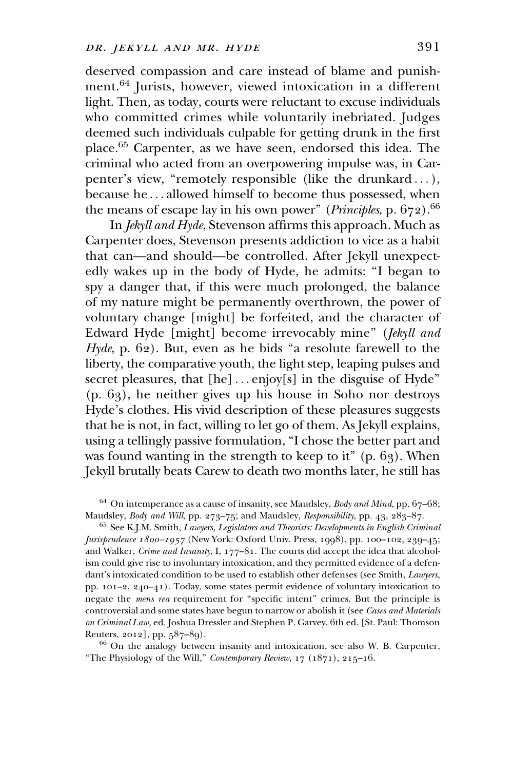deserved compassion and care instead of blame and punishment.[64] Jurists, however, viewed intoxication in a different light. Then, as today, courts were reluctant to excuse individuals who committed crimes while voluntarily inebriated. Judges deemed such individuals culpable for getting drunk in the first place.[65] Carpenter, as we have seen, endorsed this idea. The criminal who acted from an overpowering impulse was, in Carpenter's view, "remotely responsible (like the drunkard . . . ), because he . . . allowed himself to become thus possessed, when the means of escape lay in his own power" (*Principles*, p. 672).[66]

In *Jekyll and Hyde*, Stevenson affirms this approach. Much as Carpenter does, Stevenson presents addiction to vice as a habit that can—and should—be controlled. After Jekyll unexpectedly wakes up in the body of Hyde, he admits: "I began to spy a danger that, if this were much prolonged, the balance of my nature might be permanently overthrown, the power of voluntary change [might] be forfeited, and the character of Edward Hyde [might] become irrevocably mine" (*Jekyll and Hyde*, p. 62). But, even as he bids "a resolute farewell to the liberty, the comparative youth, the light step, leaping pulses and secret pleasures, that [he] . . . enjoy[s] in the disguise of Hyde" (p. 63), he neither gives up his house in Soho nor destroys Hyde's clothes. His vivid description of these pleasures suggests that he is not, in fact, willing to let go of them. As Jekyll explains, using a tellingly passive formulation, "I chose the better part and was found wanting in the strength to keep to it" (p. 63). When Jekyll brutally beats Carew to death two months later, he still has

[64] On intemperance as a cause of insanity, see Maudsley, *Body and Mind*, pp. 67–68; Maudsley, *Body and Will*, pp. 273–75; and Maudsley, *Responsibility*, pp. 43, 283–87.

[65] See K.J.M. Smith, *Lawyers, Legislators and Theorists: Developments in English Criminal Jurisprudence 1800–1957* (New York: Oxford Univ. Press, 1998), pp. 100–102, 239–45; and Walker, *Crime and Insanity*, I, 177–81. The courts did accept the idea that alcoholism could give rise to involuntary intoxication, and they permitted evidence of a defendant's intoxicated condition to be used to establish other defenses (see Smith, *Lawyers*, pp. 101–2, 240–41). Today, some states permit evidence of voluntary intoxication to negate the *mens rea* requirement for "specific intent" crimes. But the principle is controversial and some states have begun to narrow or abolish it (see *Cases and Materials on Criminal Law*, ed. Joshua Dressler and Stephen P. Garvey, 6th ed. [St. Paul: Thomson Reuters, 2012], pp. 587–89).

[66] On the analogy between insanity and intoxication, see also W. B. Carpenter, "The Physiology of the Will," *Contemporary Review*, 17 (1871), 215–16.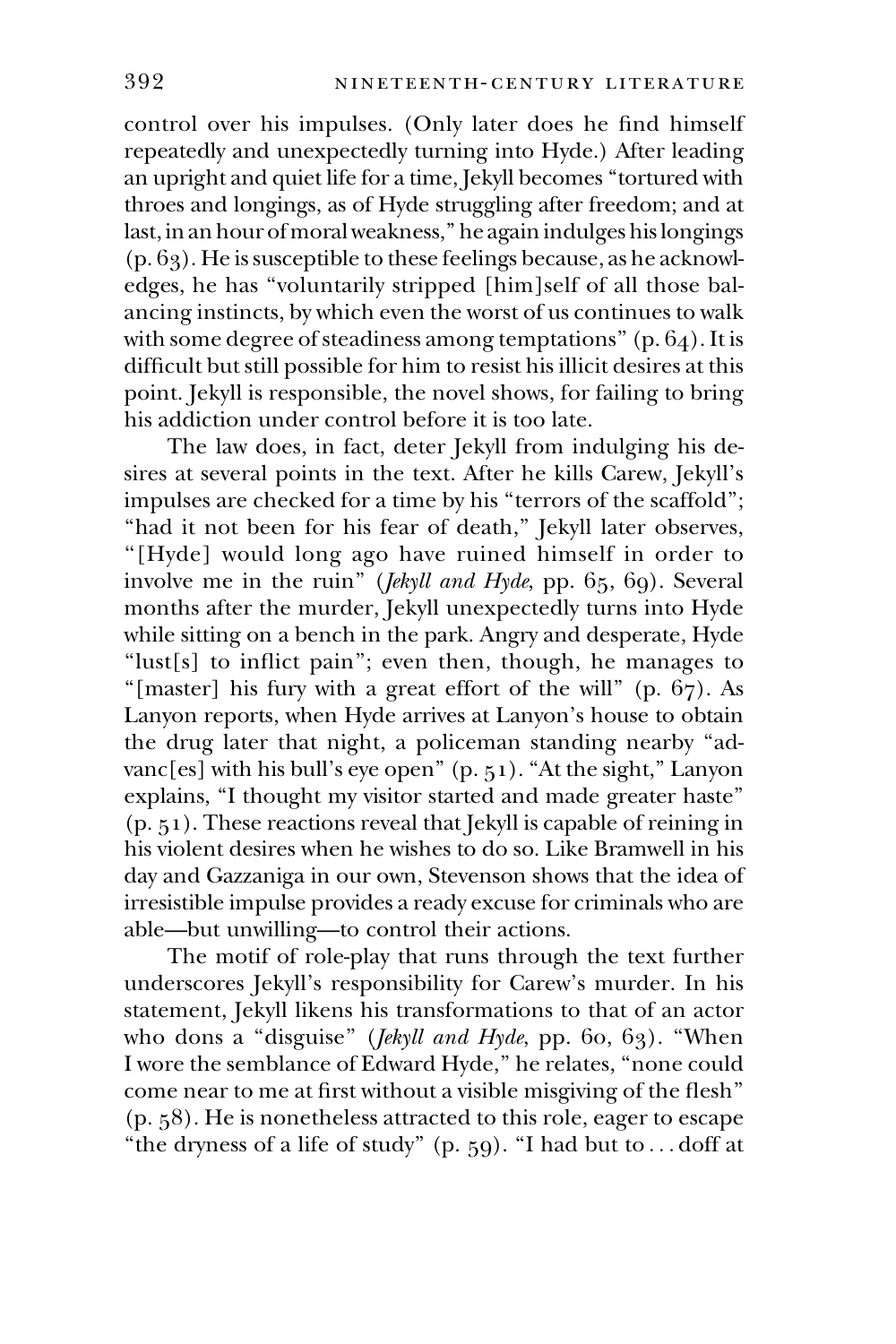control over his impulses. (Only later does he find himself repeatedly and unexpectedly turning into Hyde.) After leading an upright and quiet life for a time, Jekyll becomes "tortured with throes and longings, as of Hyde struggling after freedom; and at last, in an hour of moral weakness," he again indulges his longings (p. 63). He is susceptible to these feelings because, as he acknowledges, he has "voluntarily stripped [him]self of all those balancing instincts, by which even the worst of us continues to walk with some degree of steadiness among temptations" (p. 64). It is difficult but still possible for him to resist his illicit desires at this point. Jekyll is responsible, the novel shows, for failing to bring his addiction under control before it is too late.

The law does, in fact, deter Jekyll from indulging his desires at several points in the text. After he kills Carew, Jekyll's impulses are checked for a time by his "terrors of the scaffold"; "had it not been for his fear of death," Jekyll later observes, "[Hyde] would long ago have ruined himself in order to involve me in the ruin" (*Jekyll and Hyde*, pp. 65, 69). Several months after the murder, Jekyll unexpectedly turns into Hyde while sitting on a bench in the park. Angry and desperate, Hyde "lust[s] to inflict pain"; even then, though, he manages to "[master] his fury with a great effort of the will" (p. 67). As Lanyon reports, when Hyde arrives at Lanyon's house to obtain the drug later that night, a policeman standing nearby "advanc[es] with his bull's eye open" (p. 51). "At the sight," Lanyon explains, "I thought my visitor started and made greater haste" (p. 51). These reactions reveal that Jekyll is capable of reining in his violent desires when he wishes to do so. Like Bramwell in his day and Gazzaniga in our own, Stevenson shows that the idea of irresistible impulse provides a ready excuse for criminals who are able—but unwilling—to control their actions.

The motif of role-play that runs through the text further underscores Jekyll's responsibility for Carew's murder. In his statement, Jekyll likens his transformations to that of an actor who dons a "disguise" (*Jekyll and Hyde*, pp. 60, 63). "When I wore the semblance of Edward Hyde," he relates, "none could come near to me at first without a visible misgiving of the flesh" (p. 58). He is nonetheless attracted to this role, eager to escape "the dryness of a life of study" (p. 59). "I had but to . . . doff at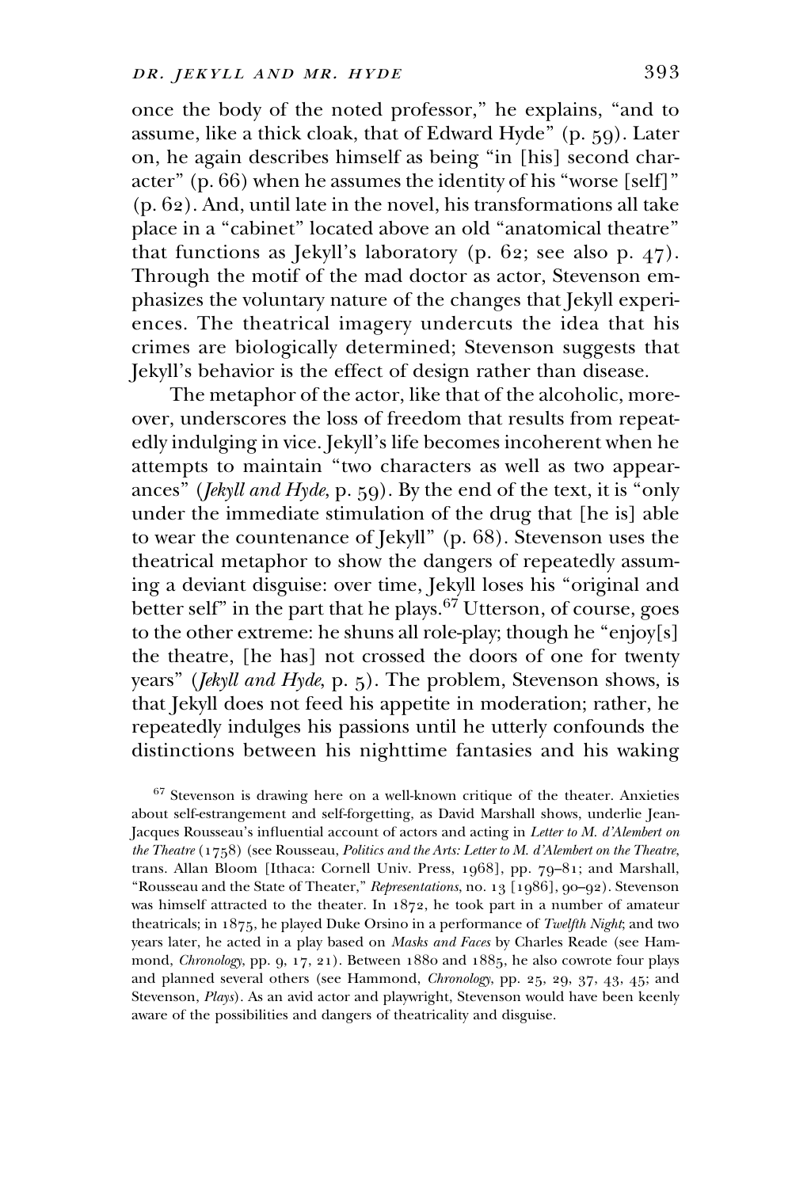once the body of the noted professor," he explains, "and to assume, like a thick cloak, that of Edward Hyde" (p. 59). Later on, he again describes himself as being "in [his] second character" (p. 66) when he assumes the identity of his "worse [self]" (p. 62). And, until late in the novel, his transformations all take place in a "cabinet" located above an old "anatomical theatre" that functions as Jekyll's laboratory (p. 62; see also p. 47). Through the motif of the mad doctor as actor, Stevenson emphasizes the voluntary nature of the changes that Jekyll experiences. The theatrical imagery undercuts the idea that his crimes are biologically determined; Stevenson suggests that Jekyll's behavior is the effect of design rather than disease.

The metaphor of the actor, like that of the alcoholic, moreover, underscores the loss of freedom that results from repeatedly indulging in vice. Jekyll's life becomes incoherent when he attempts to maintain "two characters as well as two appearances" (*Jekyll and Hyde*, p. 59). By the end of the text, it is "only under the immediate stimulation of the drug that [he is] able to wear the countenance of Jekyll" (p. 68). Stevenson uses the theatrical metaphor to show the dangers of repeatedly assuming a deviant disguise: over time, Jekyll loses his "original and better self" in the part that he plays.[67] Utterson, of course, goes to the other extreme: he shuns all role-play; though he "enjoy[s] the theatre, [he has] not crossed the doors of one for twenty years" (*Jekyll and Hyde*, p. 5). The problem, Stevenson shows, is that Jekyll does not feed his appetite in moderation; rather, he repeatedly indulges his passions until he utterly confounds the distinctions between his nighttime fantasies and his waking

[67] Stevenson is drawing here on a well-known critique of the theater. Anxieties about self-estrangement and self-forgetting, as David Marshall shows, underlie Jean-Jacques Rousseau's influential account of actors and acting in *Letter to M. d'Alembert on the Theatre* (1758) (see Rousseau, *Politics and the Arts: Letter to M. d'Alembert on the Theatre*, trans. Allan Bloom [Ithaca: Cornell Univ. Press, 1968], pp. 79–81; and Marshall, "Rousseau and the State of Theater," *Representations*, no. 13 [1986], 90–92). Stevenson was himself attracted to the theater. In 1872, he took part in a number of amateur theatricals; in 1875, he played Duke Orsino in a performance of *Twelfth Night*; and two years later, he acted in a play based on *Masks and Faces* by Charles Reade (see Hammond, *Chronology*, pp. 9, 17, 21). Between 1880 and 1885, he also cowrote four plays and planned several others (see Hammond, *Chronology*, pp. 25, 29, 37, 43, 45; and Stevenson, *Plays*). As an avid actor and playwright, Stevenson would have been keenly aware of the possibilities and dangers of theatricality and disguise.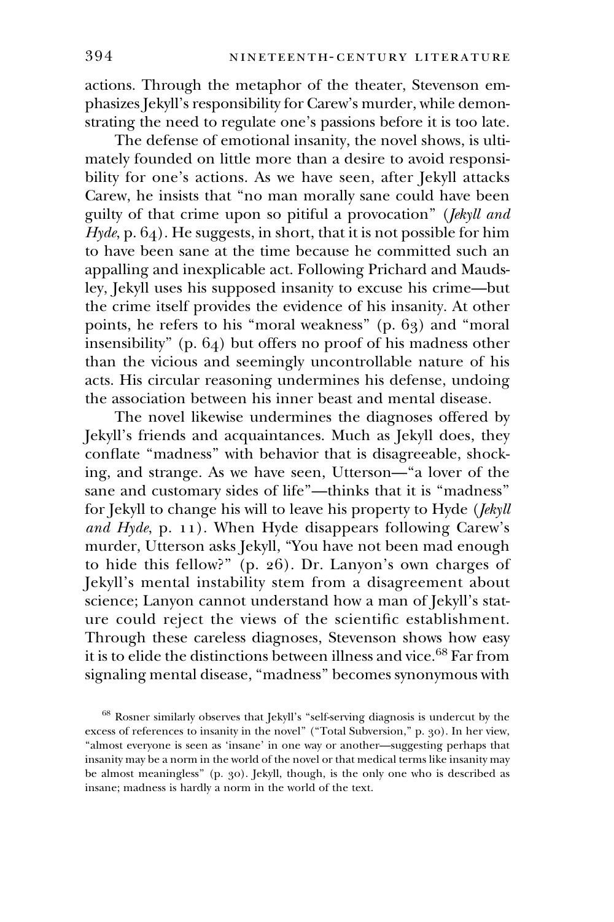actions. Through the metaphor of the theater, Stevenson emphasizes Jekyll's responsibility for Carew's murder, while demonstrating the need to regulate one's passions before it is too late.

The defense of emotional insanity, the novel shows, is ultimately founded on little more than a desire to avoid responsibility for one's actions. As we have seen, after Jekyll attacks Carew, he insists that "no man morally sane could have been guilty of that crime upon so pitiful a provocation" (*Jekyll and Hyde*, p. 64). He suggests, in short, that it is not possible for him to have been sane at the time because he committed such an appalling and inexplicable act. Following Prichard and Maudsley, Jekyll uses his supposed insanity to excuse his crime—but the crime itself provides the evidence of his insanity. At other points, he refers to his "moral weakness" (p. 63) and "moral insensibility" (p. 64) but offers no proof of his madness other than the vicious and seemingly uncontrollable nature of his acts. His circular reasoning undermines his defense, undoing the association between his inner beast and mental disease.

The novel likewise undermines the diagnoses offered by Jekyll's friends and acquaintances. Much as Jekyll does, they conflate "madness" with behavior that is disagreeable, shocking, and strange. As we have seen, Utterson—"a lover of the sane and customary sides of life"—thinks that it is "madness" for Jekyll to change his will to leave his property to Hyde (*Jekyll and Hyde*, p. 11). When Hyde disappears following Carew's murder, Utterson asks Jekyll, "You have not been mad enough to hide this fellow?" (p. 26). Dr. Lanyon's own charges of Jekyll's mental instability stem from a disagreement about science; Lanyon cannot understand how a man of Jekyll's stature could reject the views of the scientific establishment. Through these careless diagnoses, Stevenson shows how easy it is to elide the distinctions between illness and vice.[68] Far from signaling mental disease, "madness" becomes synonymous with

[68] Rosner similarly observes that Jekyll's "self-serving diagnosis is undercut by the excess of references to insanity in the novel" ("Total Subversion," p. 30). In her view, "almost everyone is seen as 'insane' in one way or another—suggesting perhaps that insanity may be a norm in the world of the novel or that medical terms like insanity may be almost meaningless" (p. 30). Jekyll, though, is the only one who is described as insane; madness is hardly a norm in the world of the text.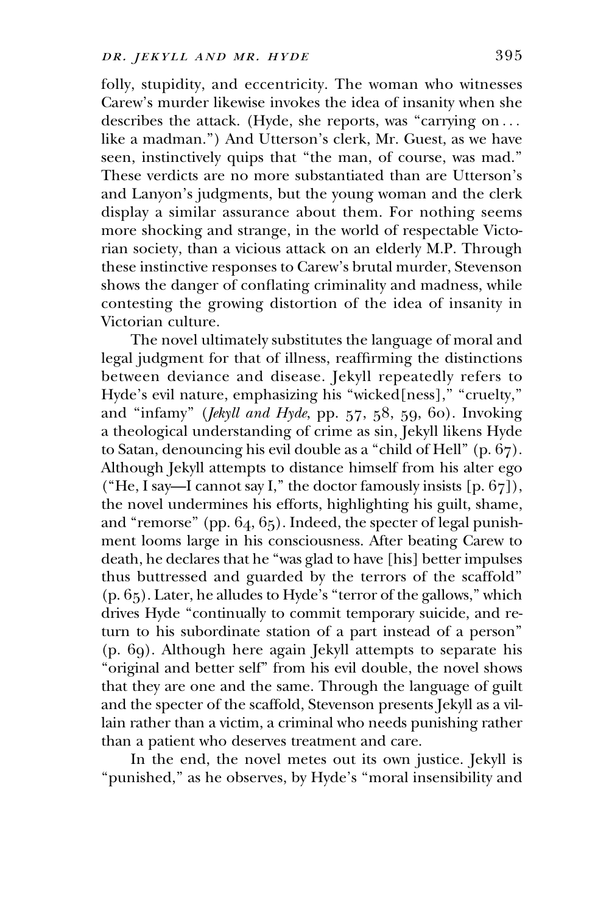folly, stupidity, and eccentricity. The woman who witnesses Carew's murder likewise invokes the idea of insanity when she describes the attack. (Hyde, she reports, was "carrying on . . . like a madman.") And Utterson's clerk, Mr. Guest, as we have seen, instinctively quips that "the man, of course, was mad." These verdicts are no more substantiated than are Utterson's and Lanyon's judgments, but the young woman and the clerk display a similar assurance about them. For nothing seems more shocking and strange, in the world of respectable Victorian society, than a vicious attack on an elderly M.P. Through these instinctive responses to Carew's brutal murder, Stevenson shows the danger of conflating criminality and madness, while contesting the growing distortion of the idea of insanity in Victorian culture.

The novel ultimately substitutes the language of moral and legal judgment for that of illness, reaffirming the distinctions between deviance and disease. Jekyll repeatedly refers to Hyde's evil nature, emphasizing his "wicked[ness]," "cruelty," and "infamy" (*Jekyll and Hyde*, pp. 57, 58, 59, 60). Invoking a theological understanding of crime as sin, Jekyll likens Hyde to Satan, denouncing his evil double as a "child of Hell" (p. 67). Although Jekyll attempts to distance himself from his alter ego ("He, I say—I cannot say I," the doctor famously insists [p. 67]), the novel undermines his efforts, highlighting his guilt, shame, and "remorse" (pp. 64, 65). Indeed, the specter of legal punishment looms large in his consciousness. After beating Carew to death, he declares that he "was glad to have [his] better impulses thus buttressed and guarded by the terrors of the scaffold" (p. 65). Later, he alludes to Hyde's "terror of the gallows," which drives Hyde "continually to commit temporary suicide, and return to his subordinate station of a part instead of a person" (p. 69). Although here again Jekyll attempts to separate his "original and better self" from his evil double, the novel shows that they are one and the same. Through the language of guilt and the specter of the scaffold, Stevenson presents Jekyll as a villain rather than a victim, a criminal who needs punishing rather than a patient who deserves treatment and care.

In the end, the novel metes out its own justice. Jekyll is "punished," as he observes, by Hyde's "moral insensibility and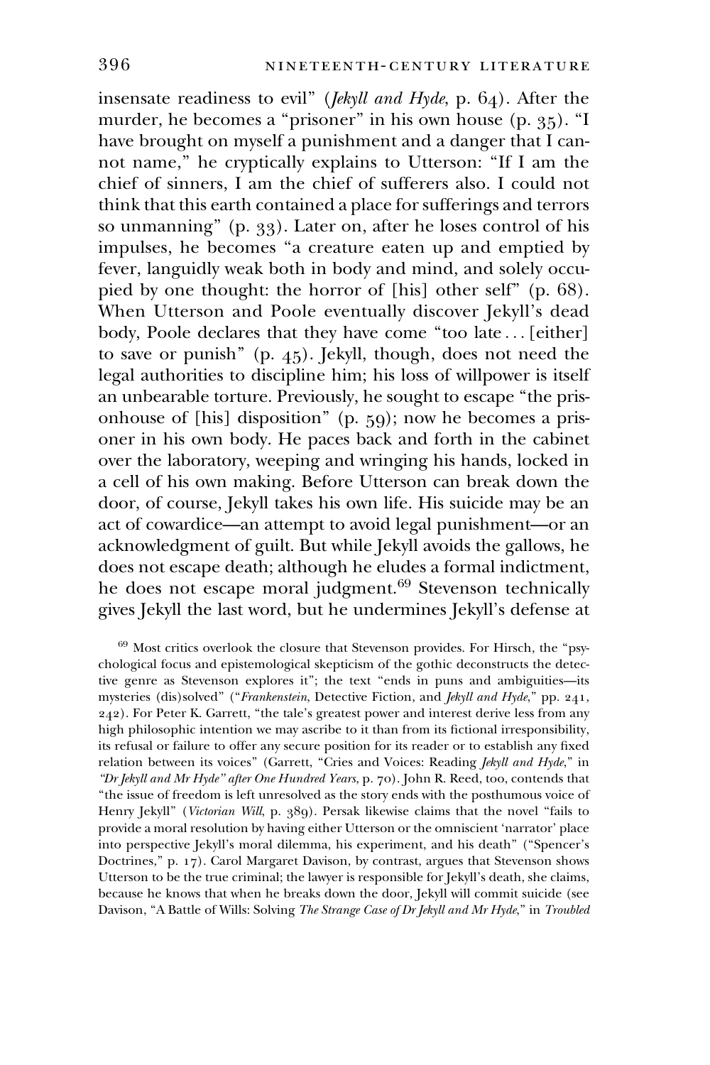insensate readiness to evil" (*Jekyll and Hyde*, p. 64). After the murder, he becomes a "prisoner" in his own house (p. 35). "I have brought on myself a punishment and a danger that I cannot name," he cryptically explains to Utterson: "If I am the chief of sinners, I am the chief of sufferers also. I could not think that this earth contained a place for sufferings and terrors so unmanning" (p. 33). Later on, after he loses control of his impulses, he becomes "a creature eaten up and emptied by fever, languidly weak both in body and mind, and solely occupied by one thought: the horror of [his] other self" (p. 68). When Utterson and Poole eventually discover Jekyll's dead body, Poole declares that they have come "too late . . . [either] to save or punish" (p. 45). Jekyll, though, does not need the legal authorities to discipline him; his loss of willpower is itself an unbearable torture. Previously, he sought to escape "the prisonhouse of [his] disposition" (p. 59); now he becomes a prisoner in his own body. He paces back and forth in the cabinet over the laboratory, weeping and wringing his hands, locked in a cell of his own making. Before Utterson can break down the door, of course, Jekyll takes his own life. His suicide may be an act of cowardice—an attempt to avoid legal punishment—or an acknowledgment of guilt. But while Jekyll avoids the gallows, he does not escape death; although he eludes a formal indictment, he does not escape moral judgment.[69] Stevenson technically gives Jekyll the last word, but he undermines Jekyll's defense at

[69] Most critics overlook the closure that Stevenson provides. For Hirsch, the "psychological focus and epistemological skepticism of the gothic deconstructs the detective genre as Stevenson explores it"; the text "ends in puns and ambiguities—its mysteries (dis)solved" ("*Frankenstein*, Detective Fiction, and *Jekyll and Hyde*," pp. 241, 242). For Peter K. Garrett, "the tale's greatest power and interest derive less from any high philosophic intention we may ascribe to it than from its fictional irresponsibility, its refusal or failure to offer any secure position for its reader or to establish any fixed relation between its voices" (Garrett, "Cries and Voices: Reading *Jekyll and Hyde*," in *"Dr Jekyll and Mr Hyde" after One Hundred Years*, p. 70). John R. Reed, too, contends that "the issue of freedom is left unresolved as the story ends with the posthumous voice of Henry Jekyll" (*Victorian Will*, p. 389). Persak likewise claims that the novel "fails to provide a moral resolution by having either Utterson or the omniscient 'narrator' place into perspective Jekyll's moral dilemma, his experiment, and his death" ("Spencer's Doctrines," p. 17). Carol Margaret Davison, by contrast, argues that Stevenson shows Utterson to be the true criminal; the lawyer is responsible for Jekyll's death, she claims, because he knows that when he breaks down the door, Jekyll will commit suicide (see Davison, "A Battle of Wills: Solving *The Strange Case of Dr Jekyll and Mr Hyde*," in *Troubled*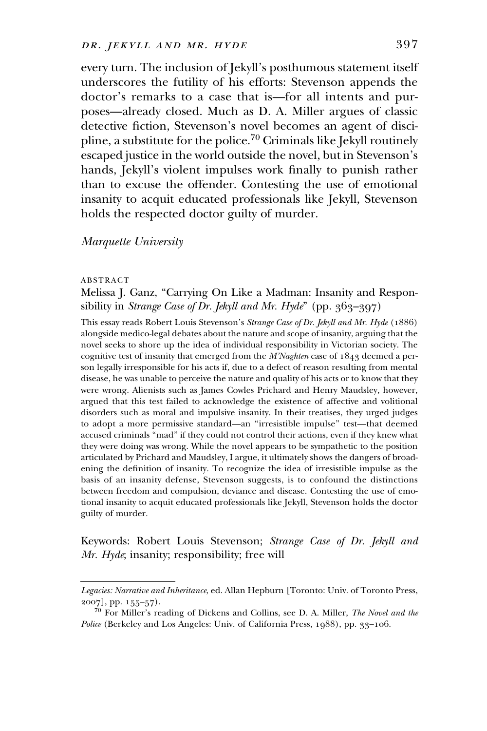every turn. The inclusion of Jekyll's posthumous statement itself underscores the futility of his efforts: Stevenson appends the doctor's remarks to a case that is—for all intents and purposes—already closed. Much as D. A. Miller argues of classic detective fiction, Stevenson's novel becomes an agent of discipline, a substitute for the police.[70] Criminals like Jekyll routinely escaped justice in the world outside the novel, but in Stevenson's hands, Jekyll's violent impulses work finally to punish rather than to excuse the offender. Contesting the use of emotional insanity to acquit educated professionals like Jekyll, Stevenson holds the respected doctor guilty of murder.

*Marquette University*

ABSTRACT

Melissa J. Ganz, "Carrying On Like a Madman: Insanity and Responsibility in *Strange Case of Dr. Jekyll and Mr. Hyde*" (pp. 363–397)

This essay reads Robert Louis Stevenson's *Strange Case of Dr. Jekyll and Mr. Hyde* (1886) alongside medico-legal debates about the nature and scope of insanity, arguing that the novel seeks to shore up the idea of individual responsibility in Victorian society. The cognitive test of insanity that emerged from the *M'Naghten* case of 1843 deemed a person legally irresponsible for his acts if, due to a defect of reason resulting from mental disease, he was unable to perceive the nature and quality of his acts or to know that they were wrong. Alienists such as James Cowles Prichard and Henry Maudsley, however, argued that this test failed to acknowledge the existence of affective and volitional disorders such as moral and impulsive insanity. In their treatises, they urged judges to adopt a more permissive standard—an "irresistible impulse" test—that deemed accused criminals "mad" if they could not control their actions, even if they knew what they were doing was wrong. While the novel appears to be sympathetic to the position articulated by Prichard and Maudsley, I argue, it ultimately shows the dangers of broadening the definition of insanity. To recognize the idea of irresistible impulse as the basis of an insanity defense, Stevenson suggests, is to confound the distinctions between freedom and compulsion, deviance and disease. Contesting the use of emotional insanity to acquit educated professionals like Jekyll, Stevenson holds the doctor guilty of murder.

Keywords: Robert Louis Stevenson; *Strange Case of Dr. Jekyll and Mr. Hyde*; insanity; responsibility; free will

---

*Legacies: Narrative and Inheritance*, ed. Allan Hepburn [Toronto: Univ. of Toronto Press, 2007], pp. 155–57).

[70] For Miller's reading of Dickens and Collins, see D. A. Miller, *The Novel and the Police* (Berkeley and Los Angeles: Univ. of California Press, 1988), pp. 33–106.